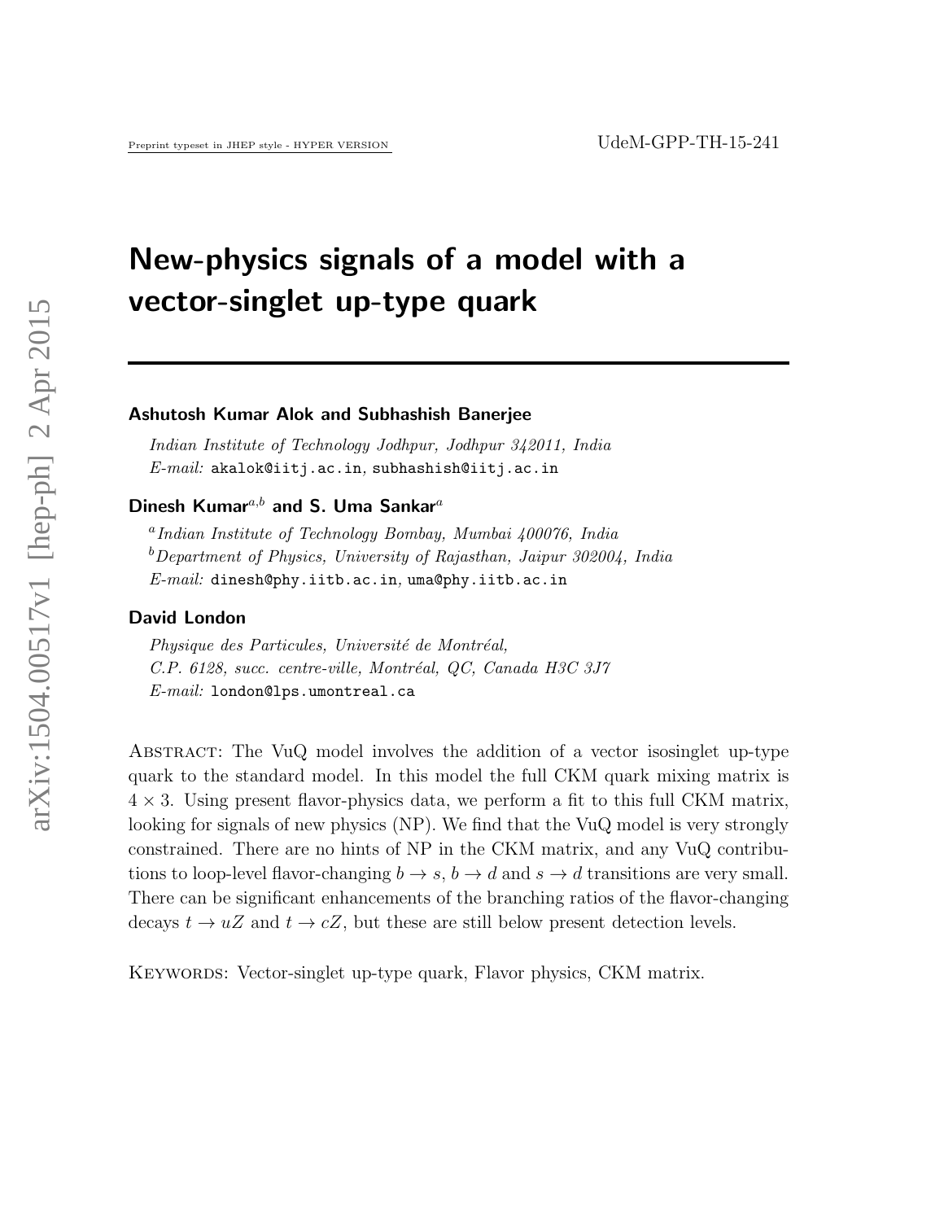# New-physics signals of a model with a vector-singlet up-type quark

**Ashutosh Kumar Alok and Subhashish Banerjee**

*Indian Institute of Technology Jodhpur, Jodhpur 342011, India*
*E-mail:* akalok@iitj.ac.in, subhashish@iitj.ac.in

**Dinesh Kumar[a,b] and S. Uma Sankar[a]**

[a] *Indian Institute of Technology Bombay, Mumbai 400076, India*
[b] *Department of Physics, University of Rajasthan, Jaipur 302004, India*
*E-mail:* dinesh@phy.iitb.ac.in, uma@phy.iitb.ac.in

**David London**

*Physique des Particules, Université de Montréal,*
*C.P. 6128, succ. centre-ville, Montréal, QC, Canada H3C 3J7*
*E-mail:* london@lps.umontreal.ca

Abstract: The VuQ model involves the addition of a vector isosinglet up-type quark to the standard model. In this model the full CKM quark mixing matrix is $4 \times 3$. Using present flavor-physics data, we perform a fit to this full CKM matrix, looking for signals of new physics (NP). We find that the VuQ model is very strongly constrained. There are no hints of NP in the CKM matrix, and any VuQ contributions to loop-level flavor-changing $b \to s$, $b \to d$ and $s \to d$ transitions are very small. There can be significant enhancements of the branching ratios of the flavor-changing decays $t \to uZ$ and $t \to cZ$, but these are still below present detection levels.

Keywords: Vector-singlet up-type quark, Flavor physics, CKM matrix.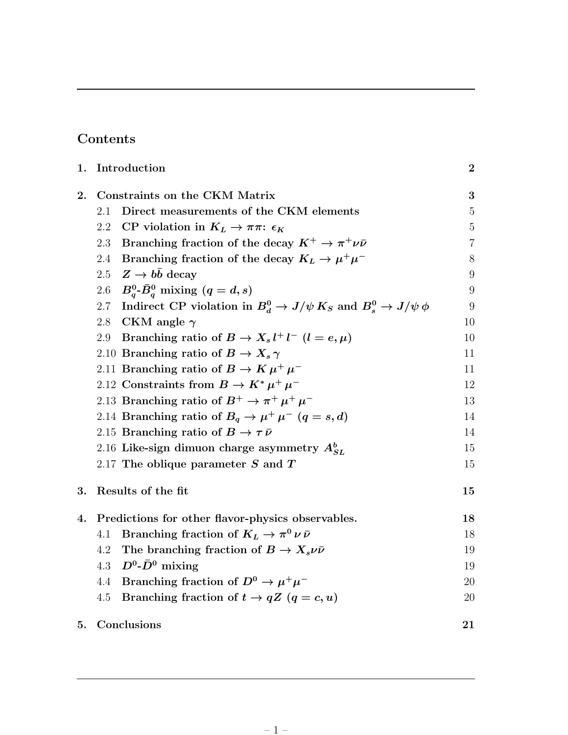## Contents

| | | |
|---|---|---|
| **1.** | **Introduction** | **2** |
| **2.** | **Constraints on the CKM Matrix** | **3** |
| 2.1 | Direct measurements of the CKM elements | 5 |
| 2.2 | CP violation in $K_L \to \pi\pi$: $\epsilon_K$ | 5 |
| 2.3 | Branching fraction of the decay $K^+ \to \pi^+ \nu\bar{\nu}$ | 7 |
| 2.4 | Branching fraction of the decay $K_L \to \mu^+\mu^-$ | 8 |
| 2.5 | $Z \to b\bar{b}$ decay | 9 |
| 2.6 | $B_q^0$-$\bar{B}_q^0$ mixing ($q = d, s$) | 9 |
| 2.7 | Indirect CP violation in $B_d^0 \to J/\psi\, K_S$ and $B_s^0 \to J/\psi\, \phi$ | 9 |
| 2.8 | CKM angle $\gamma$ | 10 |
| 2.9 | Branching ratio of $B \to X_s\, l^+\, l^-$ ($l = e, \mu$) | 10 |
| 2.10 | Branching ratio of $B \to X_s\, \gamma$ | 11 |
| 2.11 | Branching ratio of $B \to K\, \mu^+\, \mu^-$ | 11 |
| 2.12 | Constraints from $B \to K^*\, \mu^+\, \mu^-$ | 12 |
| 2.13 | Branching ratio of $B^+ \to \pi^+\, \mu^+\, \mu^-$ | 13 |
| 2.14 | Branching ratio of $B_q \to \mu^+\, \mu^-$ ($q = s, d$) | 14 |
| 2.15 | Branching ratio of $B \to \tau\, \bar{\nu}$ | 14 |
| 2.16 | Like-sign dimuon charge asymmetry $A_{SL}^b$ | 15 |
| 2.17 | The oblique parameter $S$ and $T$ | 15 |
| **3.** | **Results of the fit** | **15** |
| **4.** | **Predictions for other flavor-physics observables.** | **18** |
| 4.1 | Branching fraction of $K_L \to \pi^0\, \nu\, \bar{\nu}$ | 18 |
| 4.2 | The branching fraction of $B \to X_s \nu\bar{\nu}$ | 19 |
| 4.3 | $D^0$-$\bar{D}^0$ mixing | 19 |
| 4.4 | Branching fraction of $D^0 \to \mu^+\mu^-$ | 20 |
| 4.5 | Branching fraction of $t \to qZ$ ($q = c, u$) | 20 |
| **5.** | **Conclusions** | **21** |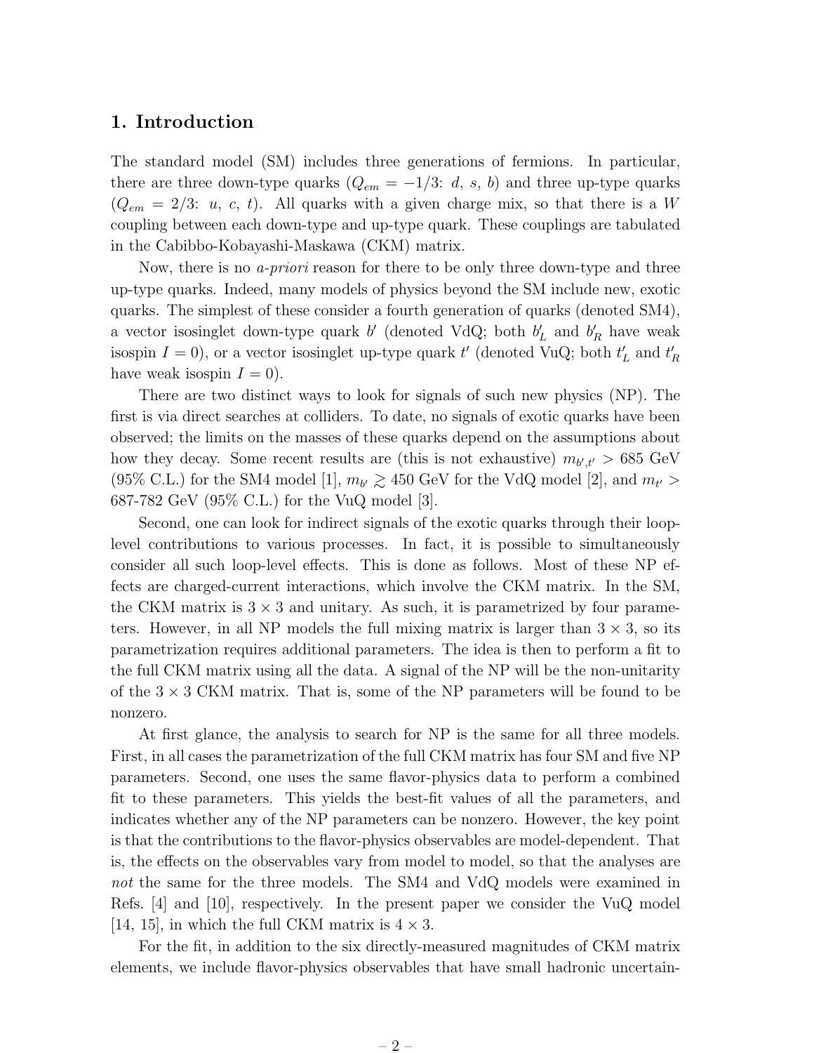## 1. Introduction

The standard model (SM) includes three generations of fermions. In particular, there are three down-type quarks ($Q_{em} = -1/3$: $d$, $s$, $b$) and three up-type quarks ($Q_{em} = 2/3$: $u$, $c$, $t$). All quarks with a given charge mix, so that there is a $W$ coupling between each down-type and up-type quark. These couplings are tabulated in the Cabibbo-Kobayashi-Maskawa (CKM) matrix.

Now, there is no *a-priori* reason for there to be only three down-type and three up-type quarks. Indeed, many models of physics beyond the SM include new, exotic quarks. The simplest of these consider a fourth generation of quarks (denoted SM4), a vector isosinglet down-type quark $b'$ (denoted VdQ; both $b'_L$ and $b'_R$ have weak isospin $I = 0$), or a vector isosinglet up-type quark $t'$ (denoted VuQ; both $t'_L$ and $t'_R$ have weak isospin $I = 0$).

There are two distinct ways to look for signals of such new physics (NP). The first is via direct searches at colliders. To date, no signals of exotic quarks have been observed; the limits on the masses of these quarks depend on the assumptions about how they decay. Some recent results are (this is not exhaustive) $m_{b',t'} > 685$ GeV (95% C.L.) for the SM4 model [1], $m_{b'} \gtrsim 450$ GeV for the VdQ model [2], and $m_{t'} >$ 687-782 GeV (95% C.L.) for the VuQ model [3].

Second, one can look for indirect signals of the exotic quarks through their loop-level contributions to various processes. In fact, it is possible to simultaneously consider all such loop-level effects. This is done as follows. Most of these NP effects are charged-current interactions, which involve the CKM matrix. In the SM, the CKM matrix is $3 \times 3$ and unitary. As such, it is parametrized by four parameters. However, in all NP models the full mixing matrix is larger than $3 \times 3$, so its parametrization requires additional parameters. The idea is then to perform a fit to the full CKM matrix using all the data. A signal of the NP will be the non-unitarity of the $3 \times 3$ CKM matrix. That is, some of the NP parameters will be found to be nonzero.

At first glance, the analysis to search for NP is the same for all three models. First, in all cases the parametrization of the full CKM matrix has four SM and five NP parameters. Second, one uses the same flavor-physics data to perform a combined fit to these parameters. This yields the best-fit values of all the parameters, and indicates whether any of the NP parameters can be nonzero. However, the key point is that the contributions to the flavor-physics observables are model-dependent. That is, the effects on the observables vary from model to model, so that the analyses are *not* the same for the three models. The SM4 and VdQ models were examined in Refs. [4] and [10], respectively. In the present paper we consider the VuQ model [14, 15], in which the full CKM matrix is $4 \times 3$.

For the fit, in addition to the six directly-measured magnitudes of CKM matrix elements, we include flavor-physics observables that have small hadronic uncertain-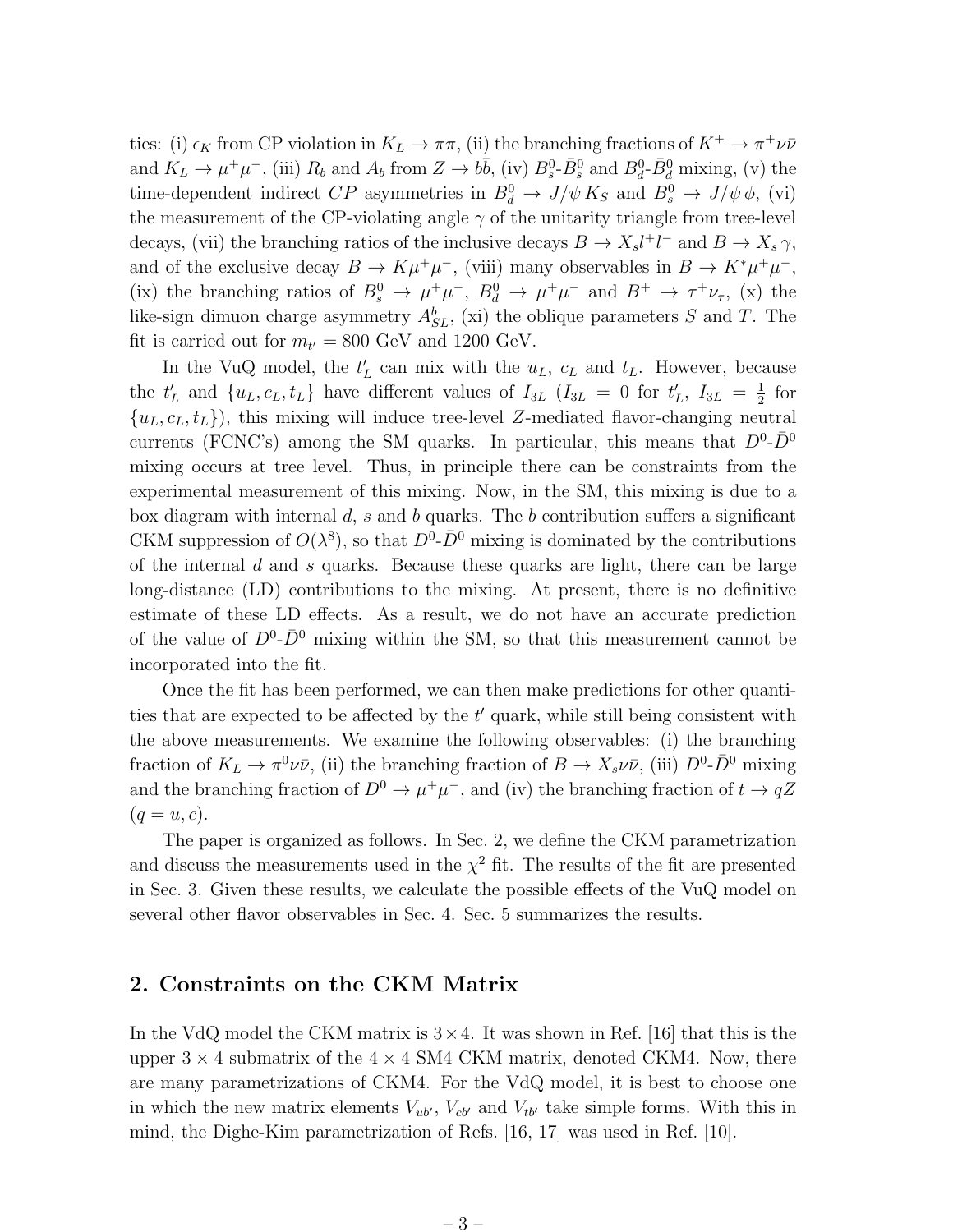ties: (i) $\epsilon_K$ from CP violation in $K_L \to \pi\pi$, (ii) the branching fractions of $K^+ \to \pi^+\nu\bar{\nu}$ and $K_L \to \mu^+\mu^-$, (iii) $R_b$ and $A_b$ from $Z \to b\bar{b}$, (iv) $B_s^0$-$\bar{B}_s^0$ and $B_d^0$-$\bar{B}_d^0$ mixing, (v) the time-dependent indirect $CP$ asymmetries in $B_d^0 \to J/\psi\, K_S$ and $B_s^0 \to J/\psi\, \phi$, (vi) the measurement of the CP-violating angle $\gamma$ of the unitarity triangle from tree-level decays, (vii) the branching ratios of the inclusive decays $B \to X_s l^+ l^-$ and $B \to X_s\, \gamma$, and of the exclusive decay $B \to K\mu^+\mu^-$, (viii) many observables in $B \to K^*\mu^+\mu^-$, (ix) the branching ratios of $B_s^0 \to \mu^+\mu^-$, $B_d^0 \to \mu^+\mu^-$ and $B^+ \to \tau^+\nu_\tau$, (x) the like-sign dimuon charge asymmetry $A_{SL}^b$, (xi) the oblique parameters $S$ and $T$. The fit is carried out for $m_{t'} = 800$ GeV and 1200 GeV.

In the VuQ model, the $t'_L$ can mix with the $u_L$, $c_L$ and $t_L$. However, because the $t'_L$ and $\{u_L, c_L, t_L\}$ have different values of $I_{3L}$ ($I_{3L} = 0$ for $t'_L$, $I_{3L} = \frac{1}{2}$ for $\{u_L, c_L, t_L\}$), this mixing will induce tree-level $Z$-mediated flavor-changing neutral currents (FCNC's) among the SM quarks. In particular, this means that $D^0$-$\bar{D}^0$ mixing occurs at tree level. Thus, in principle there can be constraints from the experimental measurement of this mixing. Now, in the SM, this mixing is due to a box diagram with internal $d$, $s$ and $b$ quarks. The $b$ contribution suffers a significant CKM suppression of $O(\lambda^8)$, so that $D^0$-$\bar{D}^0$ mixing is dominated by the contributions of the internal $d$ and $s$ quarks. Because these quarks are light, there can be large long-distance (LD) contributions to the mixing. At present, there is no definitive estimate of these LD effects. As a result, we do not have an accurate prediction of the value of $D^0$-$\bar{D}^0$ mixing within the SM, so that this measurement cannot be incorporated into the fit.

Once the fit has been performed, we can then make predictions for other quantities that are expected to be affected by the $t'$ quark, while still being consistent with the above measurements. We examine the following observables: (i) the branching fraction of $K_L \to \pi^0\nu\bar{\nu}$, (ii) the branching fraction of $B \to X_s\nu\bar{\nu}$, (iii) $D^0$-$\bar{D}^0$ mixing and the branching fraction of $D^0 \to \mu^+\mu^-$, and (iv) the branching fraction of $t \to qZ$ ($q = u, c$).

The paper is organized as follows. In Sec. 2, we define the CKM parametrization and discuss the measurements used in the $\chi^2$ fit. The results of the fit are presented in Sec. 3. Given these results, we calculate the possible effects of the VuQ model on several other flavor observables in Sec. 4. Sec. 5 summarizes the results.

## 2. Constraints on the CKM Matrix

In the VdQ model the CKM matrix is $3 \times 4$. It was shown in Ref. [16] that this is the upper $3 \times 4$ submatrix of the $4 \times 4$ SM4 CKM matrix, denoted CKM4. Now, there are many parametrizations of CKM4. For the VdQ model, it is best to choose one in which the new matrix elements $V_{ub'}$, $V_{cb'}$ and $V_{tb'}$ take simple forms. With this in mind, the Dighe-Kim parametrization of Refs. [16, 17] was used in Ref. [10].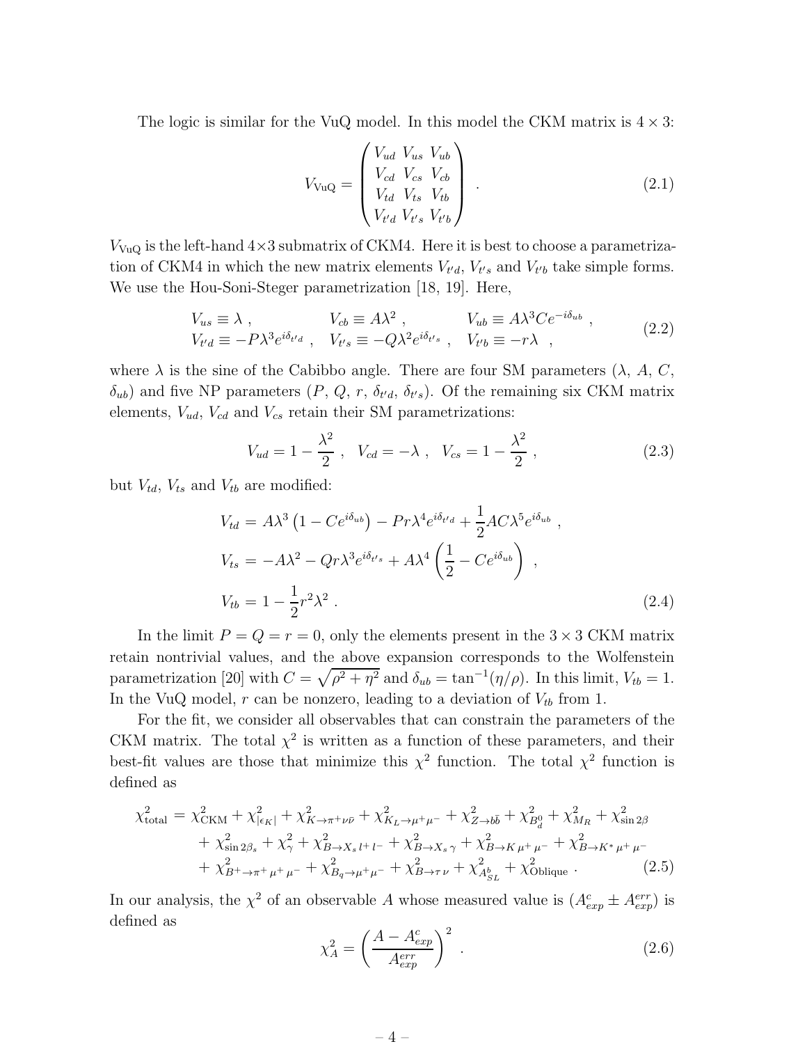The logic is similar for the VuQ model. In this model the CKM matrix is $4 \times 3$:

$$
V_{\rm VuQ} = \begin{pmatrix} V_{ud} & V_{us} & V_{ub} \\ V_{cd} & V_{cs} & V_{cb} \\ V_{td} & V_{ts} & V_{tb} \\ V_{t'd} & V_{t's} & V_{t'b} \end{pmatrix} \ . \tag{2.1}
$$

$V_{\rm VuQ}$ is the left-hand $4 \times 3$ submatrix of CKM4. Here it is best to choose a parametrization of CKM4 in which the new matrix elements $V_{t'd}$, $V_{t's}$ and $V_{t'b}$ take simple forms. We use the Hou-Soni-Steger parametrization [18, 19]. Here,

$$
\begin{aligned}
&V_{us} \equiv \lambda \ , && V_{cb} \equiv A\lambda^2 \ , && V_{ub} \equiv A\lambda^3 C e^{-i\delta_{ub}} \ , \\
&V_{t'd} \equiv -P\lambda^3 e^{i\delta_{t'd}} \ , && V_{t's} \equiv -Q\lambda^2 e^{i\delta_{t's}} \ , && V_{t'b} \equiv -r\lambda \ \ ,
\end{aligned} \tag{2.2}
$$

where $\lambda$ is the sine of the Cabibbo angle. There are four SM parameters ($\lambda$, $A$, $C$, $\delta_{ub}$) and five NP parameters ($P$, $Q$, $r$, $\delta_{t'd}$, $\delta_{t's}$). Of the remaining six CKM matrix elements, $V_{ud}$, $V_{cd}$ and $V_{cs}$ retain their SM parametrizations:

$$
V_{ud} = 1 - \frac{\lambda^2}{2} \ , \quad V_{cd} = -\lambda \ , \quad V_{cs} = 1 - \frac{\lambda^2}{2} \ , \tag{2.3}
$$

but $V_{td}$, $V_{ts}$ and $V_{tb}$ are modified:

$$
\begin{aligned}
V_{td} &= A\lambda^3 \left(1 - Ce^{i\delta_{ub}}\right) - Pr\lambda^4 e^{i\delta_{t'd}} + \frac{1}{2} AC\lambda^5 e^{i\delta_{ub}} \ , \\
V_{ts} &= -A\lambda^2 - Qr\lambda^3 e^{i\delta_{t's}} + A\lambda^4 \left(\frac{1}{2} - Ce^{i\delta_{ub}}\right) \ , \\
V_{tb} &= 1 - \frac{1}{2} r^2 \lambda^2 \ .
\end{aligned} \tag{2.4}
$$

In the limit $P = Q = r = 0$, only the elements present in the $3 \times 3$ CKM matrix retain nontrivial values, and the above expansion corresponds to the Wolfenstein parametrization [20] with $C = \sqrt{\rho^2 + \eta^2}$ and $\delta_{ub} = \tan^{-1}(\eta/\rho)$. In this limit, $V_{tb} = 1$. In the VuQ model, $r$ can be nonzero, leading to a deviation of $V_{tb}$ from 1.

For the fit, we consider all observables that can constrain the parameters of the CKM matrix. The total $\chi^2$ is written as a function of these parameters, and their best-fit values are those that minimize this $\chi^2$ function. The total $\chi^2$ function is defined as

$$
\begin{aligned}
\chi^2_{\rm total} = \ & \chi^2_{\rm CKM} + \chi^2_{|\epsilon_K|} + \chi^2_{K \to \pi^+ \nu \bar{\nu}} + \chi^2_{K_L \to \mu^+ \mu^-} + \chi^2_{Z \to b\bar{b}} + \chi^2_{B_d^0} + \chi^2_{M_R} + \chi^2_{\sin 2\beta} \\
& + \chi^2_{\sin 2\beta_s} + \chi^2_{\gamma} + \chi^2_{B \to X_s \, l^+ \, l^-} + \chi^2_{B \to X_s \, \gamma} + \chi^2_{B \to K \, \mu^+ \, \mu^-} + \chi^2_{B \to K^* \, \mu^+ \, \mu^-} \\
& + \chi^2_{B^+ \to \pi^+ \, \mu^+ \, \mu^-} + \chi^2_{B_q \to \mu^+ \mu^-} + \chi^2_{B \to \tau \, \nu} + \chi^2_{A^b_{SL}} + \chi^2_{\rm Oblique} \ .
\end{aligned} \tag{2.5}
$$

In our analysis, the $\chi^2$ of an observable $A$ whose measured value is $(A^c_{exp} \pm A^{err}_{exp})$ is defined as

$$
\chi^2_A = \left( \frac{A - A^c_{exp}}{A^{err}_{exp}} \right)^2 \ . \tag{2.6}
$$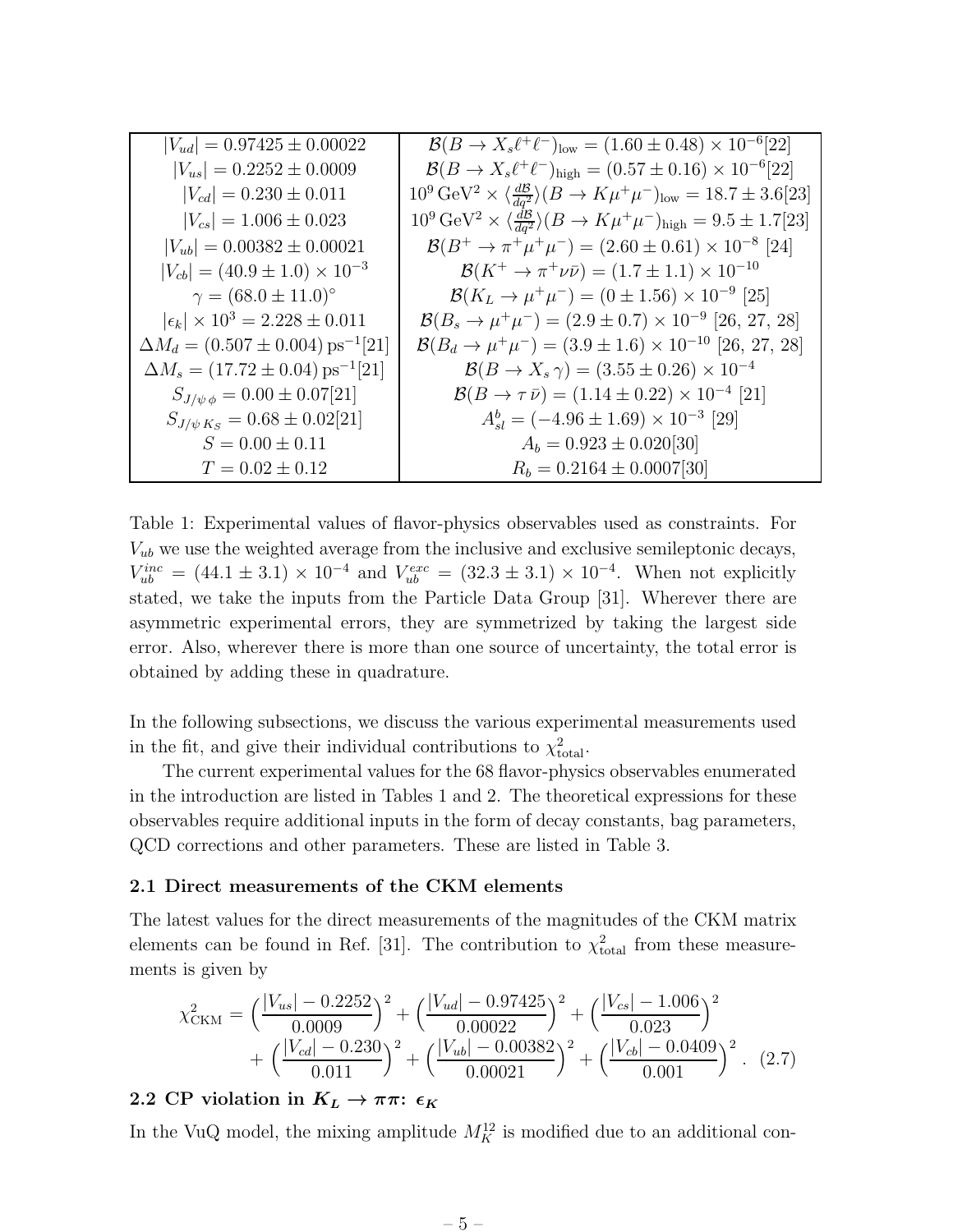| | |
|---|---|
| $\|V_{ud}\| = 0.97425 \pm 0.00022$ | $\mathcal{B}(B \to X_s \ell^+ \ell^-)_{\rm low} = (1.60 \pm 0.48) \times 10^{-6}$[22] |
| $\|V_{us}\| = 0.2252 \pm 0.0009$ | $\mathcal{B}(B \to X_s \ell^+ \ell^-)_{\rm high} = (0.57 \pm 0.16) \times 10^{-6}$[22] |
| $\|V_{cd}\| = 0.230 \pm 0.011$ | $10^9\,{\rm GeV}^2 \times \langle \frac{d\mathcal{B}}{dq^2} \rangle (B \to K \mu^+ \mu^-)_{\rm low} = 18.7 \pm 3.6$[23] |
| $\|V_{cs}\| = 1.006 \pm 0.023$ | $10^9\,{\rm GeV}^2 \times \langle \frac{d\mathcal{B}}{dq^2} \rangle (B \to K \mu^+ \mu^-)_{\rm high} = 9.5 \pm 1.7$[23] |
| $\|V_{ub}\| = 0.00382 \pm 0.00021$ | $\mathcal{B}(B^+ \to \pi^+ \mu^+ \mu^-) = (2.60 \pm 0.61) \times 10^{-8}$ [24] |
| $\|V_{cb}\| = (40.9 \pm 1.0) \times 10^{-3}$ | $\mathcal{B}(K^+ \to \pi^+ \nu \bar{\nu}) = (1.7 \pm 1.1) \times 10^{-10}$ |
| $\gamma = (68.0 \pm 11.0)^\circ$ | $\mathcal{B}(K_L \to \mu^+ \mu^-) = (0 \pm 1.56) \times 10^{-9}$ [25] |
| $\|\epsilon_k\| \times 10^3 = 2.228 \pm 0.011$ | $\mathcal{B}(B_s \to \mu^+ \mu^-) = (2.9 \pm 0.7) \times 10^{-9}$ [26, 27, 28] |
| $\Delta M_d = (0.507 \pm 0.004)\,{\rm ps}^{-1}$[21] | $\mathcal{B}(B_d \to \mu^+ \mu^-) = (3.9 \pm 1.6) \times 10^{-10}$ [26, 27, 28] |
| $\Delta M_s = (17.72 \pm 0.04)\,{\rm ps}^{-1}$[21] | $\mathcal{B}(B \to X_s \gamma) = (3.55 \pm 0.26) \times 10^{-4}$ |
| $S_{J/\psi\,\phi} = 0.00 \pm 0.07$[21] | $\mathcal{B}(B \to \tau \bar{\nu}) = (1.14 \pm 0.22) \times 10^{-4}$ [21] |
| $S_{J/\psi\,K_S} = 0.68 \pm 0.02$[21] | $A^b_{sl} = (-4.96 \pm 1.69) \times 10^{-3}$ [29] |
| $S = 0.00 \pm 0.11$ | $A_b = 0.923 \pm 0.020$[30] |
| $T = 0.02 \pm 0.12$ | $R_b = 0.2164 \pm 0.0007$[30] |

Table 1: Experimental values of flavor-physics observables used as constraints. For $V_{ub}$ we use the weighted average from the inclusive and exclusive semileptonic decays, $V_{ub}^{inc} = (44.1 \pm 3.1) \times 10^{-4}$ and $V_{ub}^{exc} = (32.3 \pm 3.1) \times 10^{-4}$. When not explicitly stated, we take the inputs from the Particle Data Group [31]. Wherever there are asymmetric experimental errors, they are symmetrized by taking the largest side error. Also, wherever there is more than one source of uncertainty, the total error is obtained by adding these in quadrature.

In the following subsections, we discuss the various experimental measurements used in the fit, and give their individual contributions to $\chi^2_{\rm total}$.

The current experimental values for the 68 flavor-physics observables enumerated in the introduction are listed in Tables 1 and 2. The theoretical expressions for these observables require additional inputs in the form of decay constants, bag parameters, QCD corrections and other parameters. These are listed in Table 3.

### 2.1 Direct measurements of the CKM elements

The latest values for the direct measurements of the magnitudes of the CKM matrix elements can be found in Ref. [31]. The contribution to $\chi^2_{\rm total}$ from these measurements is given by

$$\chi^2_{\rm CKM} = \Big(\frac{|V_{us}| - 0.2252}{0.0009}\Big)^2 + \Big(\frac{|V_{ud}| - 0.97425}{0.00022}\Big)^2 + \Big(\frac{|V_{cs}| - 1.006}{0.023}\Big)^2 + \Big(\frac{|V_{cd}| - 0.230}{0.011}\Big)^2 + \Big(\frac{|V_{ub}| - 0.00382}{0.00021}\Big)^2 + \Big(\frac{|V_{cb}| - 0.0409}{0.001}\Big)^2 . \quad (2.7)$$

### 2.2 CP violation in $K_L \to \pi\pi$: $\epsilon_K$

In the VuQ model, the mixing amplitude $M^{12}_K$ is modified due to an additional con-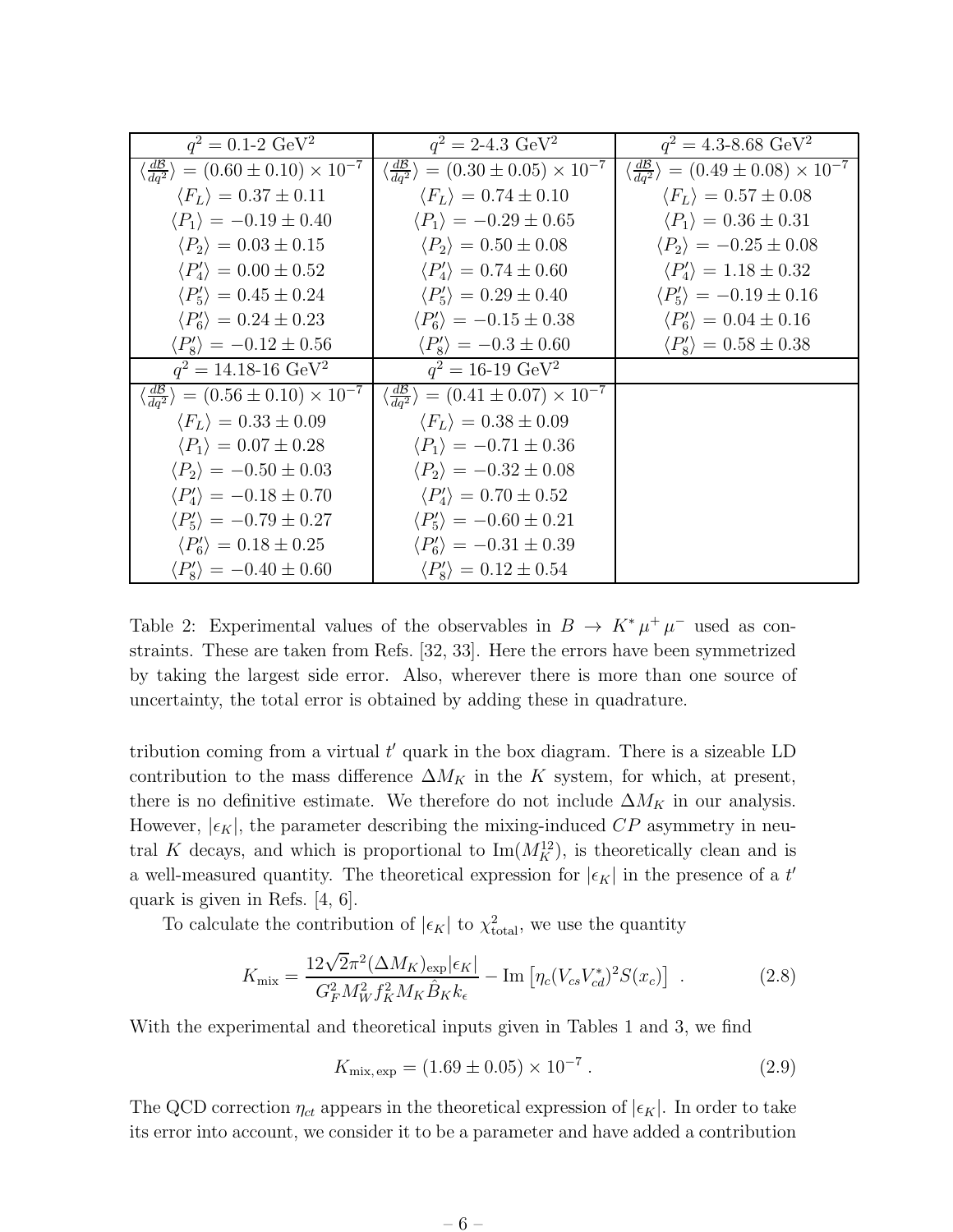| $q^2$ = 0.1-2 GeV$^2$ | $q^2$ = 2-4.3 GeV$^2$ | $q^2$ = 4.3-8.68 GeV$^2$ |
|---|---|---|
| $\langle \frac{d\mathcal{B}}{dq^2} \rangle = (0.60 \pm 0.10) \times 10^{-7}$ | $\langle \frac{d\mathcal{B}}{dq^2} \rangle = (0.30 \pm 0.05) \times 10^{-7}$ | $\langle \frac{d\mathcal{B}}{dq^2} \rangle = (0.49 \pm 0.08) \times 10^{-7}$ |
| $\langle F_L \rangle = 0.37 \pm 0.11$ | $\langle F_L \rangle = 0.74 \pm 0.10$ | $\langle F_L \rangle = 0.57 \pm 0.08$ |
| $\langle P_1 \rangle = -0.19 \pm 0.40$ | $\langle P_1 \rangle = -0.29 \pm 0.65$ | $\langle P_1 \rangle = 0.36 \pm 0.31$ |
| $\langle P_2 \rangle = 0.03 \pm 0.15$ | $\langle P_2 \rangle = 0.50 \pm 0.08$ | $\langle P_2 \rangle = -0.25 \pm 0.08$ |
| $\langle P_4' \rangle = 0.00 \pm 0.52$ | $\langle P_4' \rangle = 0.74 \pm 0.60$ | $\langle P_4' \rangle = 1.18 \pm 0.32$ |
| $\langle P_5' \rangle = 0.45 \pm 0.24$ | $\langle P_5' \rangle = 0.29 \pm 0.40$ | $\langle P_5' \rangle = -0.19 \pm 0.16$ |
| $\langle P_6' \rangle = 0.24 \pm 0.23$ | $\langle P_6' \rangle = -0.15 \pm 0.38$ | $\langle P_6' \rangle = 0.04 \pm 0.16$ |
| $\langle P_8' \rangle = -0.12 \pm 0.56$ | $\langle P_8' \rangle = -0.3 \pm 0.60$ | $\langle P_8' \rangle = 0.58 \pm 0.38$ |
| $q^2$ = 14.18-16 GeV$^2$ | $q^2$ = 16-19 GeV$^2$ | |
| $\langle \frac{d\mathcal{B}}{dq^2} \rangle = (0.56 \pm 0.10) \times 10^{-7}$ | $\langle \frac{d\mathcal{B}}{dq^2} \rangle = (0.41 \pm 0.07) \times 10^{-7}$ | |
| $\langle F_L \rangle = 0.33 \pm 0.09$ | $\langle F_L \rangle = 0.38 \pm 0.09$ | |
| $\langle P_1 \rangle = 0.07 \pm 0.28$ | $\langle P_1 \rangle = -0.71 \pm 0.36$ | |
| $\langle P_2 \rangle = -0.50 \pm 0.03$ | $\langle P_2 \rangle = -0.32 \pm 0.08$ | |
| $\langle P_4' \rangle = -0.18 \pm 0.70$ | $\langle P_4' \rangle = 0.70 \pm 0.52$ | |
| $\langle P_5' \rangle = -0.79 \pm 0.27$ | $\langle P_5' \rangle = -0.60 \pm 0.21$ | |
| $\langle P_6' \rangle = 0.18 \pm 0.25$ | $\langle P_6' \rangle = -0.31 \pm 0.39$ | |
| $\langle P_8' \rangle = -0.40 \pm 0.60$ | $\langle P_8' \rangle = 0.12 \pm 0.54$ | |

Table 2: Experimental values of the observables in $B \to K^* \mu^+ \mu^-$ used as constraints. These are taken from Refs. [32, 33]. Here the errors have been symmetrized by taking the largest side error. Also, wherever there is more than one source of uncertainty, the total error is obtained by adding these in quadrature.

tribution coming from a virtual $t'$ quark in the box diagram. There is a sizeable LD contribution to the mass difference $\Delta M_K$ in the $K$ system, for which, at present, there is no definitive estimate. We therefore do not include $\Delta M_K$ in our analysis. However, $|\epsilon_K|$, the parameter describing the mixing-induced $CP$ asymmetry in neutral $K$ decays, and which is proportional to $\mathrm{Im}(M_K^{12})$, is theoretically clean and is a well-measured quantity. The theoretical expression for $|\epsilon_K|$ in the presence of a $t'$ quark is given in Refs. [4, 6].

To calculate the contribution of $|\epsilon_K|$ to $\chi^2_{\rm total}$, we use the quantity

$$K_{\rm mix} = \frac{12\sqrt{2}\pi^2 (\Delta M_K)_{\rm exp} |\epsilon_K|}{G_F^2 M_W^2 f_K^2 M_K \hat{B}_K k_\epsilon} - \mathrm{Im}\left[\eta_c (V_{cs} V_{cd}^*)^2 S(x_c)\right] \ . \tag{2.8}$$

With the experimental and theoretical inputs given in Tables 1 and 3, we find

$$K_{\rm mix,\, exp} = (1.69 \pm 0.05) \times 10^{-7} \ . \tag{2.9}$$

The QCD correction $\eta_{ct}$ appears in the theoretical expression of $|\epsilon_K|$. In order to take its error into account, we consider it to be a parameter and have added a contribution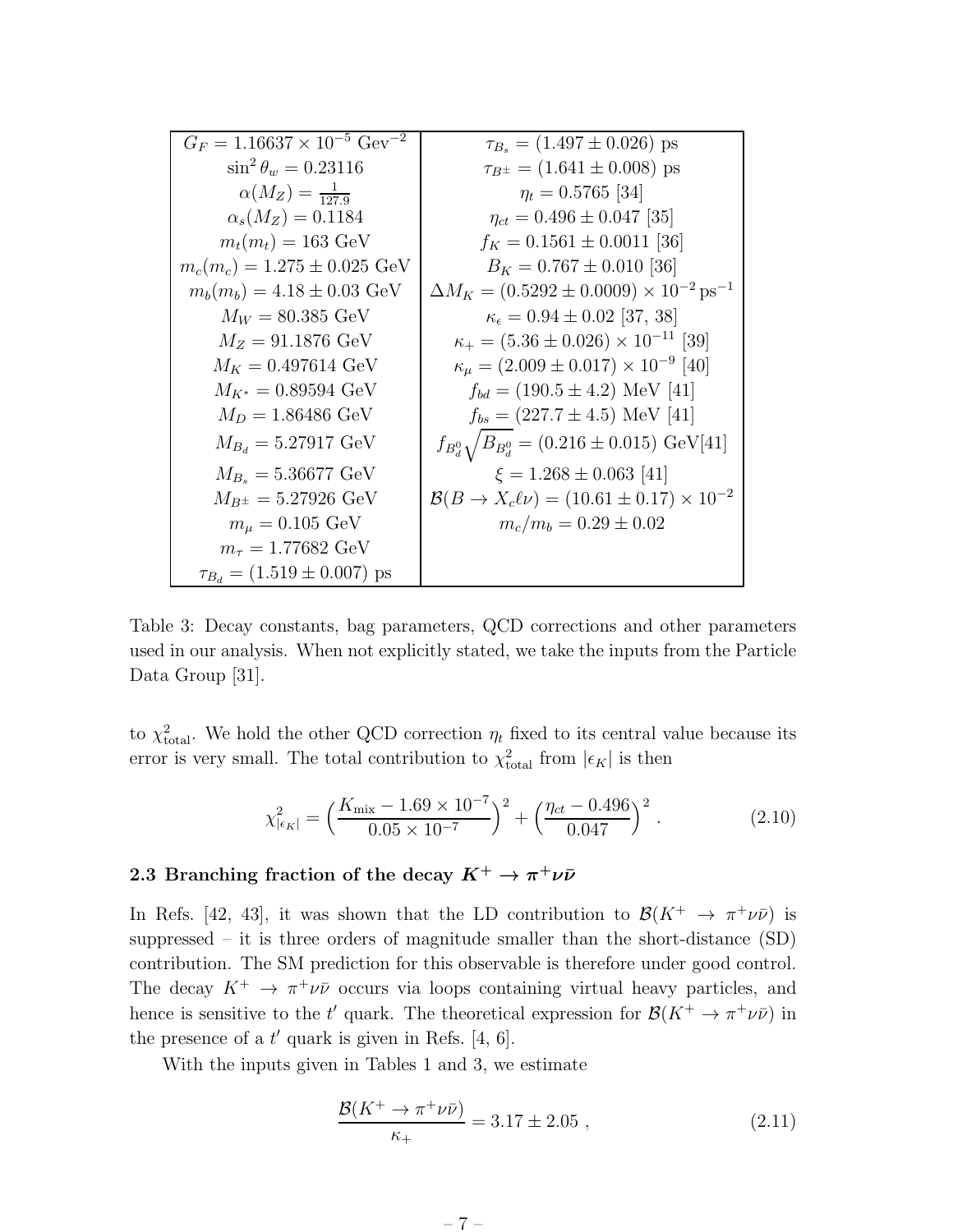| | |
|---|---|
| $G_F = 1.16637 \times 10^{-5}$ Gev$^{-2}$ | $\tau_{B_s} = (1.497 \pm 0.026)$ ps |
| $\sin^2\theta_w = 0.23116$ | $\tau_{B^\pm} = (1.641 \pm 0.008)$ ps |
| $\alpha(M_Z) = \frac{1}{127.9}$ | $\eta_t = 0.5765$ [34] |
| $\alpha_s(M_Z) = 0.1184$ | $\eta_{ct} = 0.496 \pm 0.047$ [35] |
| $m_t(m_t) = 163$ GeV | $f_K = 0.1561 \pm 0.0011$ [36] |
| $m_c(m_c) = 1.275 \pm 0.025$ GeV | $B_K = 0.767 \pm 0.010$ [36] |
| $m_b(m_b) = 4.18 \pm 0.03$ GeV | $\Delta M_K = (0.5292 \pm 0.0009) \times 10^{-2}\,\mathrm{ps}^{-1}$ |
| $M_W = 80.385$ GeV | $\kappa_\epsilon = 0.94 \pm 0.02$ [37, 38] |
| $M_Z = 91.1876$ GeV | $\kappa_+ = (5.36 \pm 0.026) \times 10^{-11}$ [39] |
| $M_K = 0.497614$ GeV | $\kappa_\mu = (2.009 \pm 0.017) \times 10^{-9}$ [40] |
| $M_{K^*} = 0.89594$ GeV | $f_{bd} = (190.5 \pm 4.2)$ MeV [41] |
| $M_D = 1.86486$ GeV | $f_{bs} = (227.7 \pm 4.5)$ MeV [41] |
| $M_{B_d} = 5.27917$ GeV | $f_{B_d^0}\sqrt{B_{B_d^0}} = (0.216 \pm 0.015)$ GeV[41] |
| $M_{B_s} = 5.36677$ GeV | $\xi = 1.268 \pm 0.063$ [41] |
| $M_{B^\pm} = 5.27926$ GeV | $\mathcal{B}(B \to X_c \ell \nu) = (10.61 \pm 0.17) \times 10^{-2}$ |
| $m_\mu = 0.105$ GeV | $m_c/m_b = 0.29 \pm 0.02$ |
| $m_\tau = 1.77682$ GeV | |
| $\tau_{B_d} = (1.519 \pm 0.007)$ ps | |

Table 3: Decay constants, bag parameters, QCD corrections and other parameters used in our analysis. When not explicitly stated, we take the inputs from the Particle Data Group [31].

to $\chi^2_{\rm total}$. We hold the other QCD correction $\eta_t$ fixed to its central value because its error is very small. The total contribution to $\chi^2_{\rm total}$ from $|\epsilon_K|$ is then

$$\chi^2_{|\epsilon_K|} = \Big(\frac{K_{\rm mix} - 1.69 \times 10^{-7}}{0.05 \times 10^{-7}}\Big)^2 + \Big(\frac{\eta_{ct} - 0.496}{0.047}\Big)^2 . \tag{2.10}$$

### 2.3 Branching fraction of the decay $K^+ \to \pi^+ \nu\bar{\nu}$

In Refs. [42, 43], it was shown that the LD contribution to $\mathcal{B}(K^+ \to \pi^+ \nu\bar{\nu})$ is suppressed – it is three orders of magnitude smaller than the short-distance (SD) contribution. The SM prediction for this observable is therefore under good control. The decay $K^+ \to \pi^+ \nu\bar{\nu}$ occurs via loops containing virtual heavy particles, and hence is sensitive to the $t'$ quark. The theoretical expression for $\mathcal{B}(K^+ \to \pi^+ \nu\bar{\nu})$ in the presence of a $t'$ quark is given in Refs. [4, 6].

With the inputs given in Tables 1 and 3, we estimate

$$\frac{\mathcal{B}(K^+ \to \pi^+ \nu\bar{\nu})}{\kappa_+} = 3.17 \pm 2.05 , \tag{2.11}$$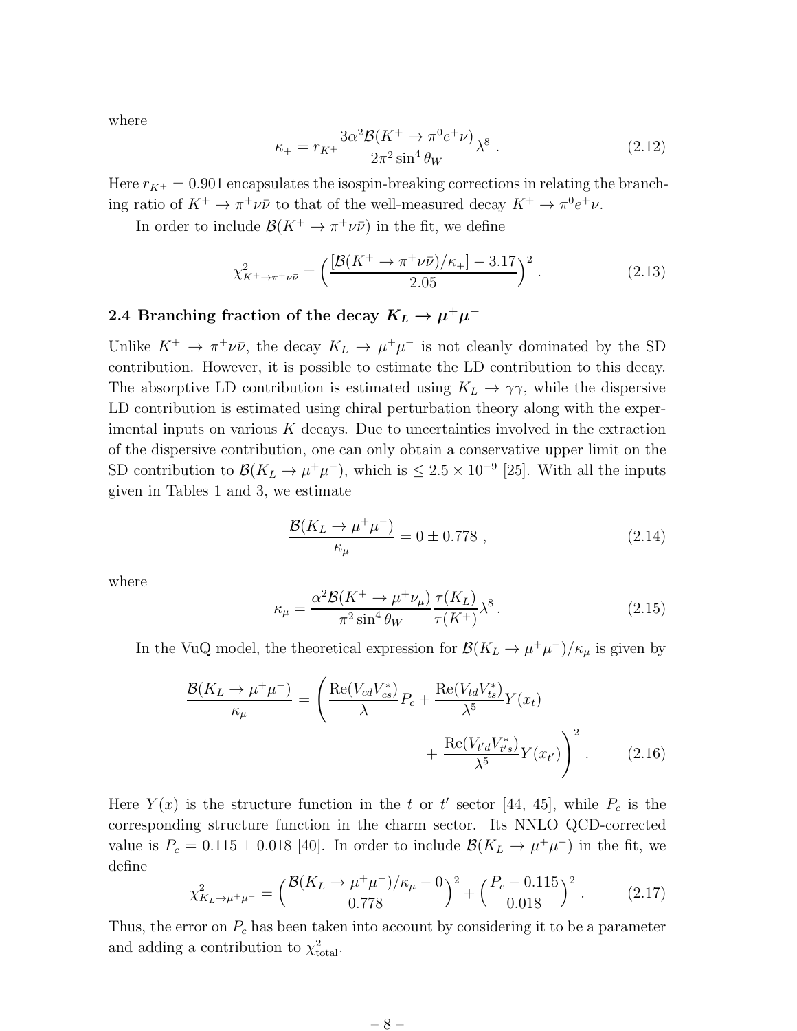where

$$\kappa_+ = r_{K^+} \frac{3\alpha^2 \mathcal{B}(K^+ \to \pi^0 e^+ \nu)}{2\pi^2 \sin^4 \theta_W} \lambda^8 \ . \tag{2.12}$$

Here $r_{K^+} = 0.901$ encapsulates the isospin-breaking corrections in relating the branching ratio of $K^+ \to \pi^+ \nu\bar{\nu}$ to that of the well-measured decay $K^+ \to \pi^0 e^+ \nu$.

In order to include $\mathcal{B}(K^+ \to \pi^+ \nu\bar{\nu})$ in the fit, we define

$$\chi^2_{K^+ \to \pi^+ \nu\bar{\nu}} = \Big( \frac{[\mathcal{B}(K^+ \to \pi^+ \nu\bar{\nu})/\kappa_+] - 3.17}{2.05} \Big)^2 \ . \tag{2.13}$$

## 2.4 Branching fraction of the decay $K_L \to \mu^+\mu^-$

Unlike $K^+ \to \pi^+ \nu\bar{\nu}$, the decay $K_L \to \mu^+\mu^-$ is not cleanly dominated by the SD contribution. However, it is possible to estimate the LD contribution to this decay. The absorptive LD contribution is estimated using $K_L \to \gamma\gamma$, while the dispersive LD contribution is estimated using chiral perturbation theory along with the experimental inputs on various $K$ decays. Due to uncertainties involved in the extraction of the dispersive contribution, one can only obtain a conservative upper limit on the SD contribution to $\mathcal{B}(K_L \to \mu^+\mu^-)$, which is $\leq 2.5 \times 10^{-9}$ [25]. With all the inputs given in Tables 1 and 3, we estimate

$$\frac{\mathcal{B}(K_L \to \mu^+\mu^-)}{\kappa_\mu} = 0 \pm 0.778 \ , \tag{2.14}$$

where

$$\kappa_\mu = \frac{\alpha^2 \mathcal{B}(K^+ \to \mu^+ \nu_\mu)}{\pi^2 \sin^4 \theta_W} \frac{\tau(K_L)}{\tau(K^+)} \lambda^8 \, . \tag{2.15}$$

In the VuQ model, the theoretical expression for $\mathcal{B}(K_L \to \mu^+\mu^-)/\kappa_\mu$ is given by

$$\frac{\mathcal{B}(K_L \to \mu^+\mu^-)}{\kappa_\mu} = \left( \frac{\mathrm{Re}(V_{cd}V_{cs}^*)}{\lambda} P_c + \frac{\mathrm{Re}(V_{td}V_{ts}^*)}{\lambda^5} Y(x_t) + \frac{\mathrm{Re}(V_{t'd}V_{t's}^*)}{\lambda^5} Y(x_{t'}) \right)^2 \ . \tag{2.16}$$

Here $Y(x)$ is the structure function in the $t$ or $t'$ sector [44, 45], while $P_c$ is the corresponding structure function in the charm sector. Its NNLO QCD-corrected value is $P_c = 0.115 \pm 0.018$ [40]. In order to include $\mathcal{B}(K_L \to \mu^+\mu^-)$ in the fit, we define

$$\chi^2_{K_L \to \mu^+\mu^-} = \Big( \frac{\mathcal{B}(K_L \to \mu^+\mu^-)/\kappa_\mu - 0}{0.778} \Big)^2 + \Big( \frac{P_c - 0.115}{0.018} \Big)^2 \ . \tag{2.17}$$

Thus, the error on $P_c$ has been taken into account by considering it to be a parameter and adding a contribution to $\chi^2_{\mathrm{total}}$.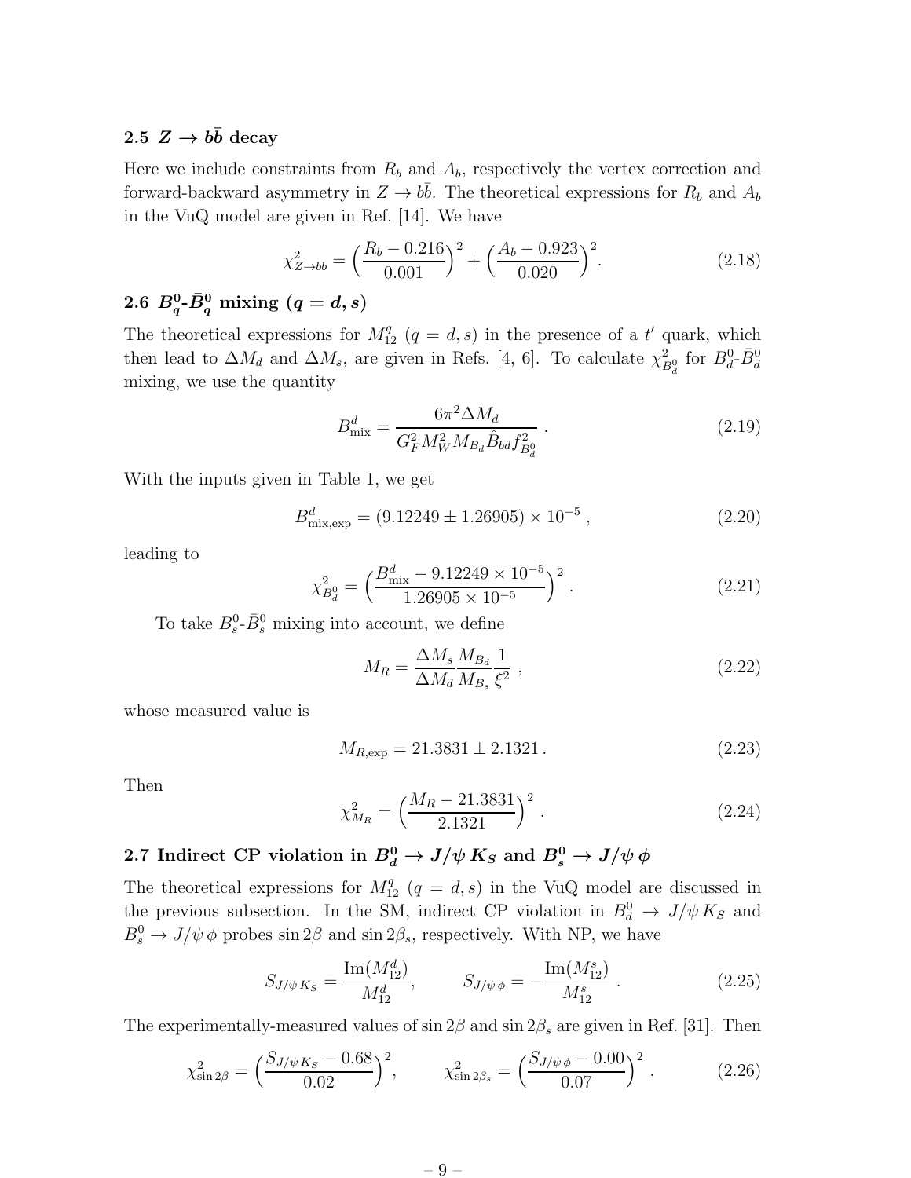### 2.5 $Z \to b\bar{b}$ decay

Here we include constraints from $R_b$ and $A_b$, respectively the vertex correction and forward-backward asymmetry in $Z \to b\bar{b}$. The theoretical expressions for $R_b$ and $A_b$ in the VuQ model are given in Ref. [14]. We have

$$\chi^2_{Z\to bb} = \Big(\frac{R_b - 0.216}{0.001}\Big)^2 + \Big(\frac{A_b - 0.923}{0.020}\Big)^2. \tag{2.18}$$

### 2.6 $B^0_q$-$\bar{B}^0_q$ mixing ($q = d, s$)

The theoretical expressions for $M^q_{12}$ ($q = d, s$) in the presence of a $t'$ quark, which then lead to $\Delta M_d$ and $\Delta M_s$, are given in Refs. [4, 6]. To calculate $\chi^2_{B^0_d}$ for $B^0_d$-$\bar{B}^0_d$ mixing, we use the quantity

$$B^d_{\rm mix} = \frac{6\pi^2 \Delta M_d}{G_F^2 M_W^2 M_{B_d} \hat{B}_{bd} f^2_{B^0_d}} \ . \tag{2.19}$$

With the inputs given in Table 1, we get

$$B^d_{\rm mix,exp} = (9.12249 \pm 1.26905) \times 10^{-5} \ , \tag{2.20}$$

leading to

$$\chi^2_{B^0_d} = \Big(\frac{B^d_{\rm mix} - 9.12249 \times 10^{-5}}{1.26905 \times 10^{-5}}\Big)^2 \ . \tag{2.21}$$

To take $B^0_s$-$\bar{B}^0_s$ mixing into account, we define

$$M_R = \frac{\Delta M_s}{\Delta M_d} \frac{M_{B_d}}{M_{B_s}} \frac{1}{\xi^2} \ , \tag{2.22}$$

whose measured value is

$$M_{R,\rm exp} = 21.3831 \pm 2.1321 \, . \tag{2.23}$$

Then

$$\chi^2_{M_R} = \Big(\frac{M_R - 21.3831}{2.1321}\Big)^2 \ . \tag{2.24}$$

### 2.7 Indirect CP violation in $B^0_d \to J/\psi\, K_S$ and $B^0_s \to J/\psi\, \phi$

The theoretical expressions for $M^q_{12}$ ($q = d, s$) in the VuQ model are discussed in the previous subsection. In the SM, indirect CP violation in $B^0_d \to J/\psi\, K_S$ and $B^0_s \to J/\psi\, \phi$ probes $\sin 2\beta$ and $\sin 2\beta_s$, respectively. With NP, we have

$$S_{J/\psi\, K_S} = \frac{{\rm Im}(M^d_{12})}{M^d_{12}}, \qquad S_{J/\psi\, \phi} = -\frac{{\rm Im}(M^s_{12})}{M^s_{12}} \ . \tag{2.25}$$

The experimentally-measured values of $\sin 2\beta$ and $\sin 2\beta_s$ are given in Ref. [31]. Then

$$\chi^2_{\sin 2\beta} = \Big(\frac{S_{J/\psi\, K_S} - 0.68}{0.02}\Big)^2, \qquad \chi^2_{\sin 2\beta_s} = \Big(\frac{S_{J/\psi\, \phi} - 0.00}{0.07}\Big)^2 \ . \tag{2.26}$$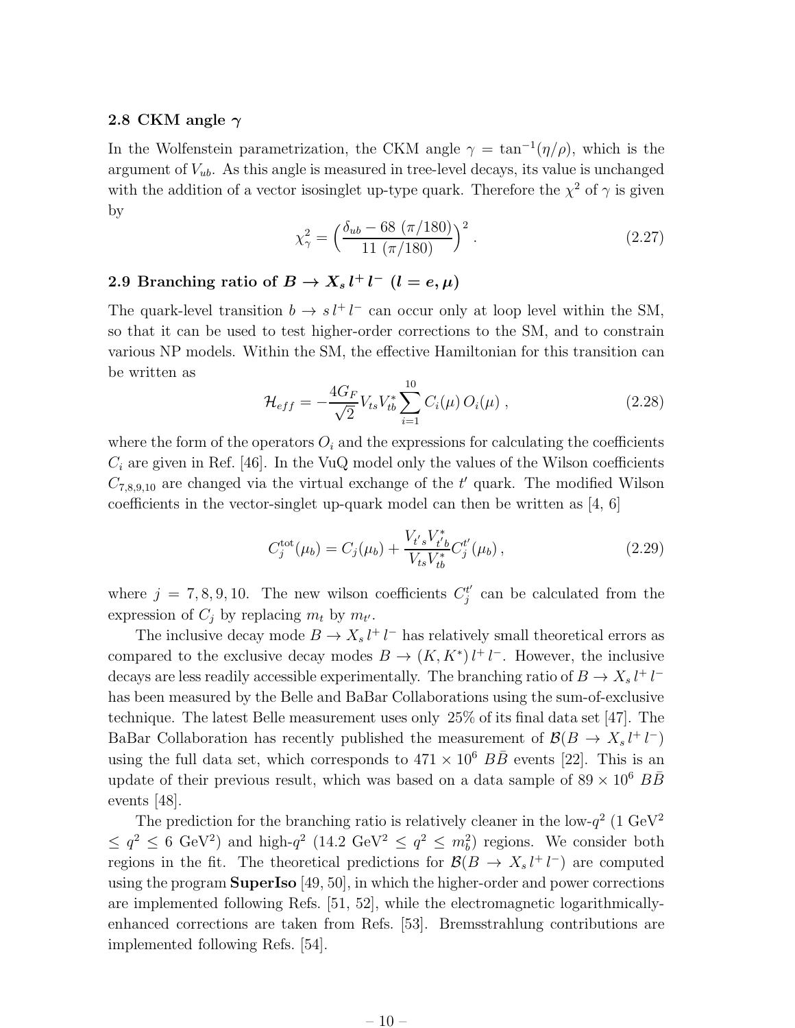### 2.8 CKM angle $\gamma$

In the Wolfenstein parametrization, the CKM angle $\gamma = \tan^{-1}(\eta/\rho)$, which is the argument of $V_{ub}$. As this angle is measured in tree-level decays, its value is unchanged with the addition of a vector isosinglet up-type quark. Therefore the $\chi^2$ of $\gamma$ is given by

$$\chi^2_\gamma = \Big(\frac{\delta_{ub} - 68\ (\pi/180)}{11\ (\pi/180)}\Big)^2 . \tag{2.27}$$

### 2.9 Branching ratio of $B \to X_s\, l^+ l^-$ $(l = e, \mu)$

The quark-level transition $b \to s\, l^+ l^-$ can occur only at loop level within the SM, so that it can be used to test higher-order corrections to the SM, and to constrain various NP models. Within the SM, the effective Hamiltonian for this transition can be written as

$$\mathcal{H}_{eff} = -\frac{4G_F}{\sqrt{2}} V_{ts} V_{tb}^* \sum_{i=1}^{10} C_i(\mu)\, O_i(\mu) \ , \tag{2.28}$$

where the form of the operators $O_i$ and the expressions for calculating the coefficients $C_i$ are given in Ref. [46]. In the VuQ model only the values of the Wilson coefficients $C_{7,8,9,10}$ are changed via the virtual exchange of the $t'$ quark. The modified Wilson coefficients in the vector-singlet up-quark model can then be written as [4, 6]

$$C_j^{\rm tot}(\mu_b) = C_j(\mu_b) + \frac{V_{t's} V_{t'b}^*}{V_{ts} V_{tb}^*} C_j^{t'}(\mu_b) \,, \tag{2.29}$$

where $j = 7, 8, 9, 10$. The new wilson coefficients $C_j^{t'}$ can be calculated from the expression of $C_j$ by replacing $m_t$ by $m_{t'}$.

The inclusive decay mode $B \to X_s\, l^+ l^-$ has relatively small theoretical errors as compared to the exclusive decay modes $B \to (K, K^*)\, l^+ l^-$. However, the inclusive decays are less readily accessible experimentally. The branching ratio of $B \to X_s\, l^+ l^-$ has been measured by the Belle and BaBar Collaborations using the sum-of-exclusive technique. The latest Belle measurement uses only 25% of its final data set [47]. The BaBar Collaboration has recently published the measurement of $\mathcal{B}(B \to X_s\, l^+ l^-)$ using the full data set, which corresponds to $471 \times 10^6$ $B\bar{B}$ events [22]. This is an update of their previous result, which was based on a data sample of $89 \times 10^6$ $B\bar{B}$ events [48].

The prediction for the branching ratio is relatively cleaner in the low-$q^2$ (1 GeV$^2$ $\le q^2 \le$ 6 GeV$^2$) and high-$q^2$ (14.2 GeV$^2$ $\le q^2 \le m_b^2$) regions. We consider both regions in the fit. The theoretical predictions for $\mathcal{B}(B \to X_s\, l^+ l^-)$ are computed using the program **SuperIso** [49, 50], in which the higher-order and power corrections are implemented following Refs. [51, 52], while the electromagnetic logarithmically-enhanced corrections are taken from Refs. [53]. Bremsstrahlung contributions are implemented following Refs. [54].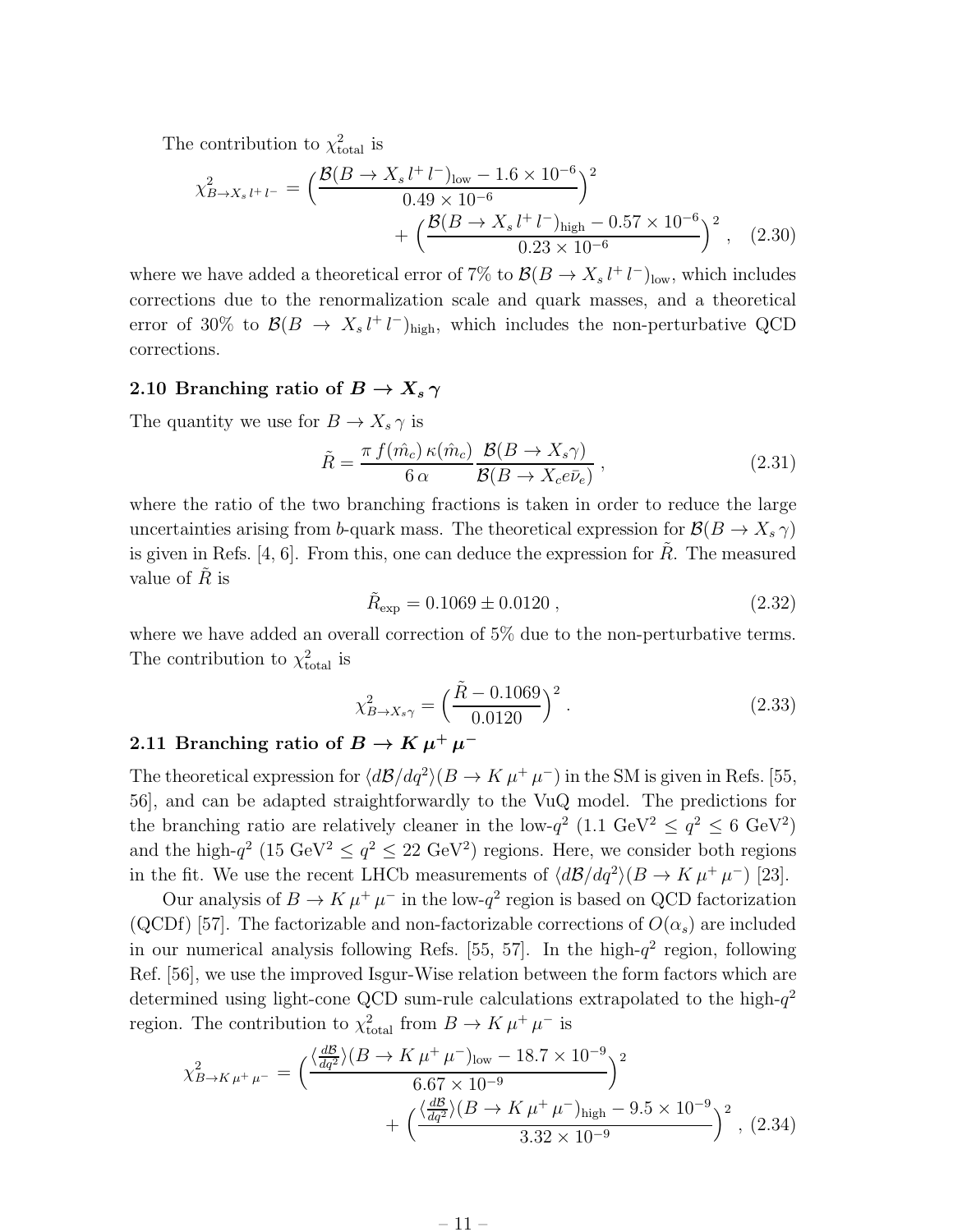The contribution to $\chi^2_{\rm total}$ is

$$\chi^2_{B\to X_s\,l^+\,l^-} = \Big(\frac{\mathcal{B}(B\to X_s\,l^+\,l^-)_{\rm low} - 1.6\times 10^{-6}}{0.49\times 10^{-6}}\Big)^2 + \Big(\frac{\mathcal{B}(B\to X_s\,l^+\,l^-)_{\rm high} - 0.57\times 10^{-6}}{0.23\times 10^{-6}}\Big)^2 \,, \quad (2.30)$$

where we have added a theoretical error of 7% to $\mathcal{B}(B\to X_s\,l^+\,l^-)_{\rm low}$, which includes corrections due to the renormalization scale and quark masses, and a theoretical error of 30% to $\mathcal{B}(B\to X_s\,l^+\,l^-)_{\rm high}$, which includes the non-perturbative QCD corrections.

### 2.10 Branching ratio of $B\to X_s\,\gamma$

The quantity we use for $B\to X_s\,\gamma$ is

$$\tilde{R} = \frac{\pi\, f(\hat{m}_c)\,\kappa(\hat{m}_c)}{6\,\alpha}\,\frac{\mathcal{B}(B\to X_s\gamma)}{\mathcal{B}(B\to X_c e\bar{\nu}_e)} \,, \quad (2.31)$$

where the ratio of the two branching fractions is taken in order to reduce the large uncertainties arising from $b$-quark mass. The theoretical expression for $\mathcal{B}(B\to X_s\,\gamma)$ is given in Refs. [4, 6]. From this, one can deduce the expression for $\tilde{R}$. The measured value of $\tilde{R}$ is

$$\tilde{R}_{\rm exp} = 0.1069 \pm 0.0120 \,, \quad (2.32)$$

where we have added an overall correction of 5% due to the non-perturbative terms. The contribution to $\chi^2_{\rm total}$ is

$$\chi^2_{B\to X_s\gamma} = \Big(\frac{\tilde{R} - 0.1069}{0.0120}\Big)^2 \,. \quad (2.33)$$

### 2.11 Branching ratio of $B\to K\,\mu^+\,\mu^-$

The theoretical expression for $\langle d\mathcal{B}/dq^2\rangle(B\to K\,\mu^+\,\mu^-)$ in the SM is given in Refs. [55, 56], and can be adapted straightforwardly to the VuQ model. The predictions for the branching ratio are relatively cleaner in the low-$q^2$ ($1.1$ GeV$^2 \le q^2 \le 6$ GeV$^2$) and the high-$q^2$ ($15$ GeV$^2 \le q^2 \le 22$ GeV$^2$) regions. Here, we consider both regions in the fit. We use the recent LHCb measurements of $\langle d\mathcal{B}/dq^2\rangle(B\to K\,\mu^+\,\mu^-)$ [23].

Our analysis of $B\to K\,\mu^+\,\mu^-$ in the low-$q^2$ region is based on QCD factorization (QCDf) [57]. The factorizable and non-factorizable corrections of $O(\alpha_s)$ are included in our numerical analysis following Refs. [55, 57]. In the high-$q^2$ region, following Ref. [56], we use the improved Isgur-Wise relation between the form factors which are determined using light-cone QCD sum-rule calculations extrapolated to the high-$q^2$ region. The contribution to $\chi^2_{\rm total}$ from $B\to K\,\mu^+\,\mu^-$ is

$$\chi^2_{B\to K\,\mu^+\,\mu^-} = \Big(\frac{\langle\frac{d\mathcal{B}}{dq^2}\rangle(B\to K\,\mu^+\,\mu^-)_{\rm low} - 18.7\times 10^{-9}}{6.67\times 10^{-9}}\Big)^2 + \Big(\frac{\langle\frac{d\mathcal{B}}{dq^2}\rangle(B\to K\,\mu^+\,\mu^-)_{\rm high} - 9.5\times 10^{-9}}{3.32\times 10^{-9}}\Big)^2 \,, \quad (2.34)$$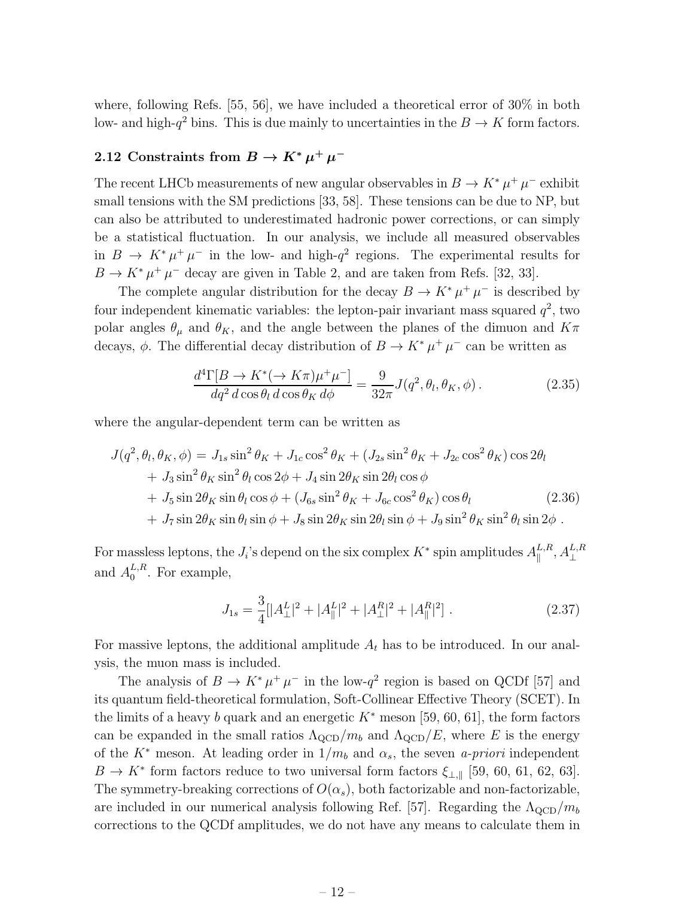where, following Refs. [55, 56], we have included a theoretical error of 30% in both low- and high-$q^2$ bins. This is due mainly to uncertainties in the $B \to K$ form factors.

### 2.12 Constraints from $B \to K^* \mu^+ \mu^-$

The recent LHCb measurements of new angular observables in $B \to K^* \mu^+ \mu^-$ exhibit small tensions with the SM predictions [33, 58]. These tensions can be due to NP, but can also be attributed to underestimated hadronic power corrections, or can simply be a statistical fluctuation. In our analysis, we include all measured observables in $B \to K^* \mu^+ \mu^-$ in the low- and high-$q^2$ regions. The experimental results for $B \to K^* \mu^+ \mu^-$ decay are given in Table 2, and are taken from Refs. [32, 33].

The complete angular distribution for the decay $B \to K^* \mu^+ \mu^-$ is described by four independent kinematic variables: the lepton-pair invariant mass squared $q^2$, two polar angles $\theta_\mu$ and $\theta_K$, and the angle between the planes of the dimuon and $K\pi$ decays, $\phi$. The differential decay distribution of $B \to K^* \mu^+ \mu^-$ can be written as

$$\frac{d^4\Gamma[B \to K^*(\to K\pi)\mu^+\mu^-]}{dq^2\, d\cos\theta_l\, d\cos\theta_K\, d\phi} = \frac{9}{32\pi} J(q^2, \theta_l, \theta_K, \phi)\,. \tag{2.35}$$

where the angular-dependent term can be written as

$$\begin{aligned} J(q^2, \theta_l, \theta_K, \phi) =\, & J_{1s} \sin^2\theta_K + J_{1c} \cos^2\theta_K + (J_{2s} \sin^2\theta_K + J_{2c} \cos^2\theta_K) \cos 2\theta_l \\ &+ J_3 \sin^2\theta_K \sin^2\theta_l \cos 2\phi + J_4 \sin 2\theta_K \sin 2\theta_l \cos\phi \\ &+ J_5 \sin 2\theta_K \sin\theta_l \cos\phi + (J_{6s} \sin^2\theta_K + J_{6c} \cos^2\theta_K) \cos\theta_l \\ &+ J_7 \sin 2\theta_K \sin\theta_l \sin\phi + J_8 \sin 2\theta_K \sin 2\theta_l \sin\phi + J_9 \sin^2\theta_K \sin^2\theta_l \sin 2\phi\ . \end{aligned} \tag{2.36}$$

For massless leptons, the $J_i$'s depend on the six complex $K^*$ spin amplitudes $A_\parallel^{L,R}$, $A_\perp^{L,R}$ and $A_0^{L,R}$. For example,

$$J_{1s} = \frac{3}{4}[|A_\perp^L|^2 + |A_\parallel^L|^2 + |A_\perp^R|^2 + |A_\parallel^R|^2]\ . \tag{2.37}$$

For massive leptons, the additional amplitude $A_t$ has to be introduced. In our analysis, the muon mass is included.

The analysis of $B \to K^* \mu^+ \mu^-$ in the low-$q^2$ region is based on QCDf [57] and its quantum field-theoretical formulation, Soft-Collinear Effective Theory (SCET). In the limits of a heavy $b$ quark and an energetic $K^*$ meson [59, 60, 61], the form factors can be expanded in the small ratios $\Lambda_{\rm QCD}/m_b$ and $\Lambda_{\rm QCD}/E$, where $E$ is the energy of the $K^*$ meson. At leading order in $1/m_b$ and $\alpha_s$, the seven *a-priori* independent $B \to K^*$ form factors reduce to two universal form factors $\xi_{\perp,\parallel}$ [59, 60, 61, 62, 63]. The symmetry-breaking corrections of $O(\alpha_s)$, both factorizable and non-factorizable, are included in our numerical analysis following Ref. [57]. Regarding the $\Lambda_{\rm QCD}/m_b$ corrections to the QCDf amplitudes, we do not have any means to calculate them in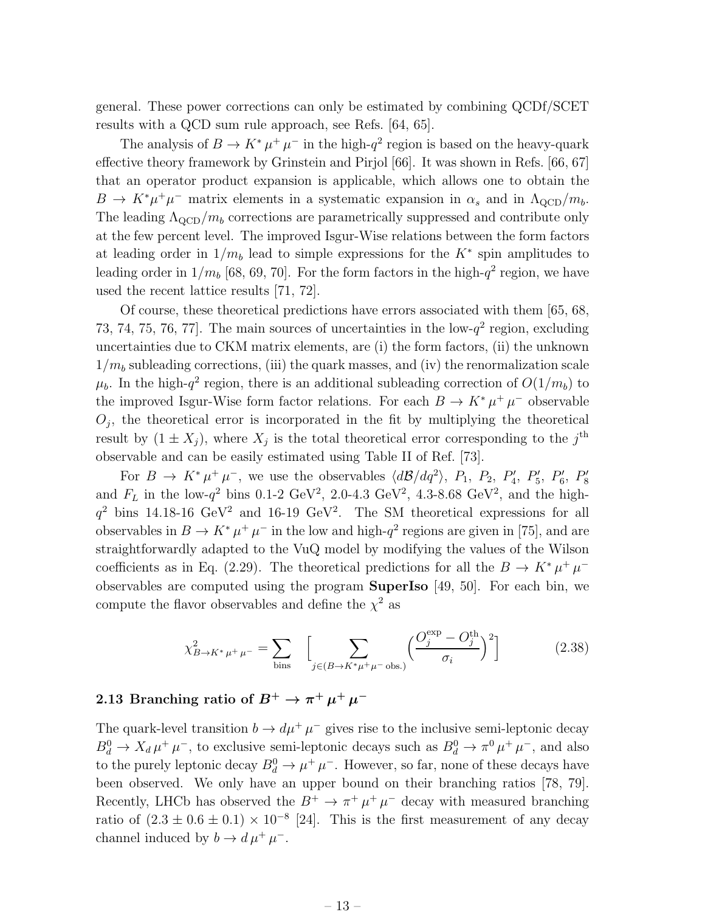general. These power corrections can only be estimated by combining QCDf/SCET results with a QCD sum rule approach, see Refs. [64, 65].

The analysis of $B \to K^* \mu^+ \mu^-$ in the high-$q^2$ region is based on the heavy-quark effective theory framework by Grinstein and Pirjol [66]. It was shown in Refs. [66, 67] that an operator product expansion is applicable, which allows one to obtain the $B \to K^* \mu^+ \mu^-$ matrix elements in a systematic expansion in $\alpha_s$ and in $\Lambda_{\rm QCD}/m_b$. The leading $\Lambda_{\rm QCD}/m_b$ corrections are parametrically suppressed and contribute only at the few percent level. The improved Isgur-Wise relations between the form factors at leading order in $1/m_b$ lead to simple expressions for the $K^*$ spin amplitudes to leading order in $1/m_b$ [68, 69, 70]. For the form factors in the high-$q^2$ region, we have used the recent lattice results [71, 72].

Of course, these theoretical predictions have errors associated with them [65, 68, 73, 74, 75, 76, 77]. The main sources of uncertainties in the low-$q^2$ region, excluding uncertainties due to CKM matrix elements, are (i) the form factors, (ii) the unknown $1/m_b$ subleading corrections, (iii) the quark masses, and (iv) the renormalization scale $\mu_b$. In the high-$q^2$ region, there is an additional subleading correction of $O(1/m_b)$ to the improved Isgur-Wise form factor relations. For each $B \to K^* \mu^+ \mu^-$ observable $O_j$, the theoretical error is incorporated in the fit by multiplying the theoretical result by $(1 \pm X_j)$, where $X_j$ is the total theoretical error corresponding to the $j^{\rm th}$ observable and can be easily estimated using Table II of Ref. [73].

For $B \to K^* \mu^+ \mu^-$, we use the observables $\langle d\mathcal{B}/dq^2 \rangle$, $P_1$, $P_2$, $P_4'$, $P_5'$, $P_6'$, $P_8'$ and $F_L$ in the low-$q^2$ bins 0.1-2 GeV$^2$, 2.0-4.3 GeV$^2$, 4.3-8.68 GeV$^2$, and the high-$q^2$ bins 14.18-16 GeV$^2$ and 16-19 GeV$^2$. The SM theoretical expressions for all observables in $B \to K^* \mu^+ \mu^-$ in the low and high-$q^2$ regions are given in [75], and are straightforwardly adapted to the VuQ model by modifying the values of the Wilson coefficients as in Eq. (2.29). The theoretical predictions for all the $B \to K^* \mu^+ \mu^-$ observables are computed using the program **SuperIso** [49, 50]. For each bin, we compute the flavor observables and define the $\chi^2$ as

$$\chi^2_{B \to K^* \mu^+ \mu^-} = \sum_{\rm bins} \Big[ \sum_{j \in (B \to K^* \mu^+ \mu^- \text{ obs.})} \Big( \frac{O_j^{\rm exp} - O_j^{\rm th}}{\sigma_i} \Big)^2 \Big] \tag{2.38}$$

### 2.13 Branching ratio of $B^+ \to \pi^+ \mu^+ \mu^-$

The quark-level transition $b \to d \mu^+ \mu^-$ gives rise to the inclusive semi-leptonic decay $B_d^0 \to X_d \mu^+ \mu^-$, to exclusive semi-leptonic decays such as $B_d^0 \to \pi^0 \mu^+ \mu^-$, and also to the purely leptonic decay $B_d^0 \to \mu^+ \mu^-$. However, so far, none of these decays have been observed. We only have an upper bound on their branching ratios [78, 79]. Recently, LHCb has observed the $B^+ \to \pi^+ \mu^+ \mu^-$ decay with measured branching ratio of $(2.3 \pm 0.6 \pm 0.1) \times 10^{-8}$ [24]. This is the first measurement of any decay channel induced by $b \to d \mu^+ \mu^-$.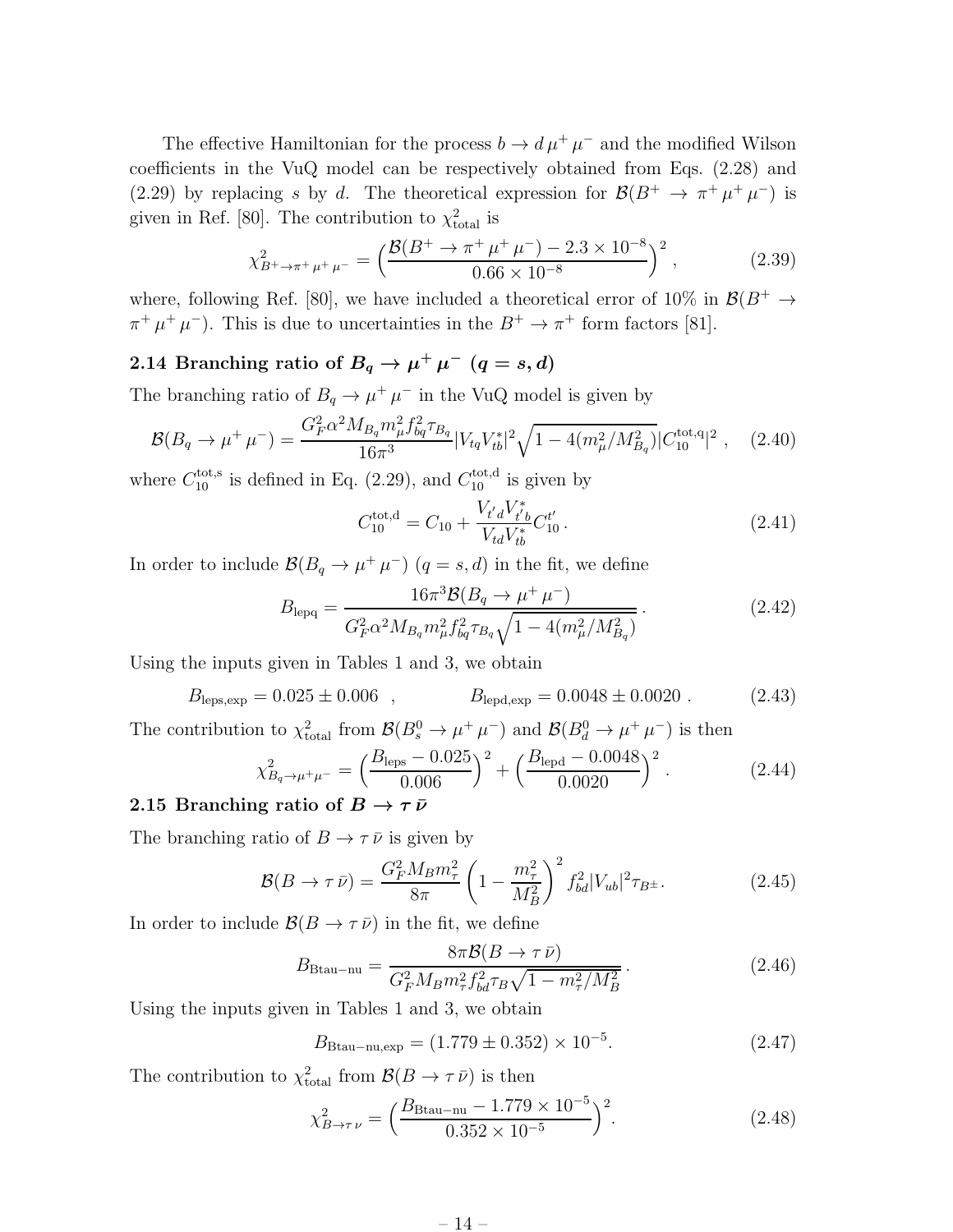The effective Hamiltonian for the process $b \to d\,\mu^+\,\mu^-$ and the modified Wilson coefficients in the VuQ model can be respectively obtained from Eqs. (2.28) and (2.29) by replacing $s$ by $d$. The theoretical expression for $\mathcal{B}(B^+ \to \pi^+\,\mu^+\,\mu^-)$ is given in Ref. [80]. The contribution to $\chi^2_{\rm total}$ is

$$\chi^2_{B^+\to\pi^+\,\mu^+\,\mu^-} = \Big(\frac{\mathcal{B}(B^+ \to \pi^+\,\mu^+\,\mu^-) - 2.3\times 10^{-8}}{0.66\times 10^{-8}}\Big)^2 \,, \tag{2.39}$$

where, following Ref. [80], we have included a theoretical error of 10% in $\mathcal{B}(B^+ \to \pi^+\,\mu^+\,\mu^-)$. This is due to uncertainties in the $B^+ \to \pi^+$ form factors [81].

### 2.14 Branching ratio of $B_q \to \mu^+\,\mu^-$ $(q = s, d)$

The branching ratio of $B_q \to \mu^+\,\mu^-$ in the VuQ model is given by

$$\mathcal{B}(B_q \to \mu^+\,\mu^-) = \frac{G_F^2\alpha^2 M_{B_q} m_\mu^2 f_{bq}^2 \tau_{B_q}}{16\pi^3}|V_{tq}V_{tb}^*|^2\sqrt{1-4(m_\mu^2/M_{B_q}^2)}|C_{10}^{\rm tot,q}|^2 \,, \tag{2.40}$$

where $C_{10}^{\rm tot,s}$ is defined in Eq. (2.29), and $C_{10}^{\rm tot,d}$ is given by

$$C_{10}^{\rm tot,d} = C_{10} + \frac{V_{t'd}V_{t'b}^*}{V_{td}V_{tb}^*}C_{10}^{t'} \,. \tag{2.41}$$

In order to include $\mathcal{B}(B_q \to \mu^+\,\mu^-)$ $(q = s, d)$ in the fit, we define

$$B_{\rm lepq} = \frac{16\pi^3\mathcal{B}(B_q \to \mu^+\,\mu^-)}{G_F^2\alpha^2 M_{B_q} m_\mu^2 f_{bq}^2 \tau_{B_q}\sqrt{1-4(m_\mu^2/M_{B_q}^2)}} \,. \tag{2.42}$$

Using the inputs given in Tables 1 and 3, we obtain

$$B_{\rm leps,exp} = 0.025 \pm 0.006 \quad , \qquad\qquad B_{\rm lepd,exp} = 0.0048 \pm 0.0020 \,. \tag{2.43}$$

The contribution to $\chi^2_{\rm total}$ from $\mathcal{B}(B_s^0 \to \mu^+\,\mu^-)$ and $\mathcal{B}(B_d^0 \to \mu^+\,\mu^-)$ is then

$$\chi^2_{B_q\to\mu^+\mu^-} = \Big(\frac{B_{\rm leps} - 0.025}{0.006}\Big)^2 + \Big(\frac{B_{\rm lepd} - 0.0048}{0.0020}\Big)^2 \,. \tag{2.44}$$

### 2.15 Branching ratio of $B \to \tau\,\bar{\nu}$

The branching ratio of $B \to \tau\,\bar{\nu}$ is given by

$$\mathcal{B}(B \to \tau\,\bar{\nu}) = \frac{G_F^2 M_B m_\tau^2}{8\pi}\left(1 - \frac{m_\tau^2}{M_B^2}\right)^2 f_{bd}^2|V_{ub}|^2\tau_{B^\pm}. \tag{2.45}$$

In order to include $\mathcal{B}(B \to \tau\,\bar{\nu})$ in the fit, we define

$$B_{\rm Btau-nu} = \frac{8\pi\mathcal{B}(B \to \tau\,\bar{\nu})}{G_F^2 M_B m_\tau^2 f_{bd}^2 \tau_B\sqrt{1 - m_\tau^2/M_B^2}} \,. \tag{2.46}$$

Using the inputs given in Tables 1 and 3, we obtain

$$B_{\rm Btau-nu,exp} = (1.779 \pm 0.352)\times 10^{-5}. \tag{2.47}$$

The contribution to $\chi^2_{\rm total}$ from $\mathcal{B}(B \to \tau\,\bar{\nu})$ is then

$$\chi^2_{B\to\tau\,\nu} = \Big(\frac{B_{\rm Btau-nu} - 1.779\times 10^{-5}}{0.352\times 10^{-5}}\Big)^2. \tag{2.48}$$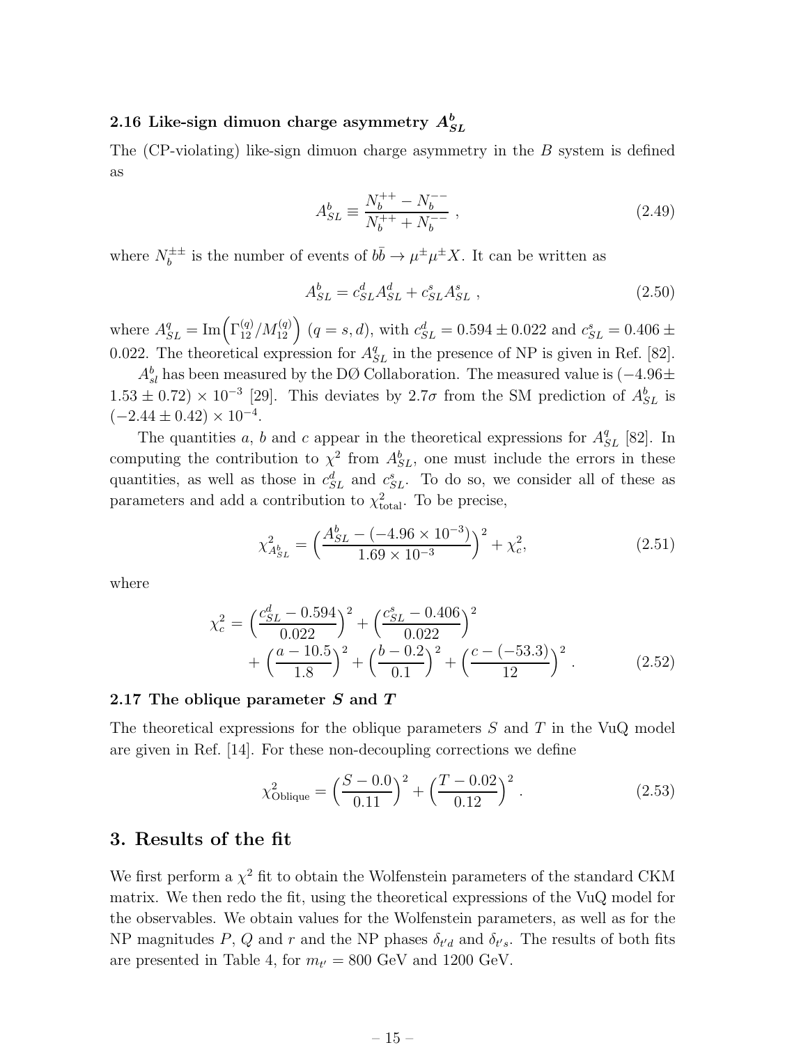### 2.16 Like-sign dimuon charge asymmetry $A^b_{SL}$

The (CP-violating) like-sign dimuon charge asymmetry in the $B$ system is defined as

$$A^b_{SL} \equiv \frac{N_b^{++} - N_b^{--}}{N_b^{++} + N_b^{--}} \ , \tag{2.49}$$

where $N_b^{\pm\pm}$ is the number of events of $b\bar{b} \to \mu^\pm \mu^\pm X$. It can be written as

$$A^b_{SL} = c^d_{SL} A^d_{SL} + c^s_{SL} A^s_{SL} \ , \tag{2.50}$$

where $A^q_{SL} = \mathrm{Im}\Big(\Gamma^{(q)}_{12}/M^{(q)}_{12}\Big)$ $(q = s, d)$, with $c^d_{SL} = 0.594 \pm 0.022$ and $c^s_{SL} = 0.406 \pm 0.022$. The theoretical expression for $A^q_{SL}$ in the presence of NP is given in Ref. [82].

$A^b_{sl}$ has been measured by the DØ Collaboration. The measured value is $(-4.96 \pm 1.53 \pm 0.72) \times 10^{-3}$ [29]. This deviates by $2.7\sigma$ from the SM prediction of $A^b_{SL}$ is $(-2.44 \pm 0.42) \times 10^{-4}$.

The quantities $a$, $b$ and $c$ appear in the theoretical expressions for $A^q_{SL}$ [82]. In computing the contribution to $\chi^2$ from $A^b_{SL}$, one must include the errors in these quantities, as well as those in $c^d_{SL}$ and $c^s_{SL}$. To do so, we consider all of these as parameters and add a contribution to $\chi^2_{\rm total}$. To be precise,

$$\chi^2_{A^b_{SL}} = \Big(\frac{A^b_{SL} - (-4.96 \times 10^{-3})}{1.69 \times 10^{-3}}\Big)^2 + \chi^2_c, \tag{2.51}$$

where

$$\chi^2_c = \Big(\frac{c^d_{SL} - 0.594}{0.022}\Big)^2 + \Big(\frac{c^s_{SL} - 0.406}{0.022}\Big)^2 + \Big(\frac{a - 10.5}{1.8}\Big)^2 + \Big(\frac{b - 0.2}{0.1}\Big)^2 + \Big(\frac{c - (-53.3)}{12}\Big)^2 \ . \tag{2.52}$$

### 2.17 The oblique parameter $S$ and $T$

The theoretical expressions for the oblique parameters $S$ and $T$ in the VuQ model are given in Ref. [14]. For these non-decoupling corrections we define

$$\chi^2_{\rm Oblique} = \Big(\frac{S - 0.0}{0.11}\Big)^2 + \Big(\frac{T - 0.02}{0.12}\Big)^2 \ . \tag{2.53}$$

## 3. Results of the fit

We first perform a $\chi^2$ fit to obtain the Wolfenstein parameters of the standard CKM matrix. We then redo the fit, using the theoretical expressions of the VuQ model for the observables. We obtain values for the Wolfenstein parameters, as well as for the NP magnitudes $P$, $Q$ and $r$ and the NP phases $\delta_{t'd}$ and $\delta_{t's}$. The results of both fits are presented in Table 4, for $m_{t'} = 800$ GeV and 1200 GeV.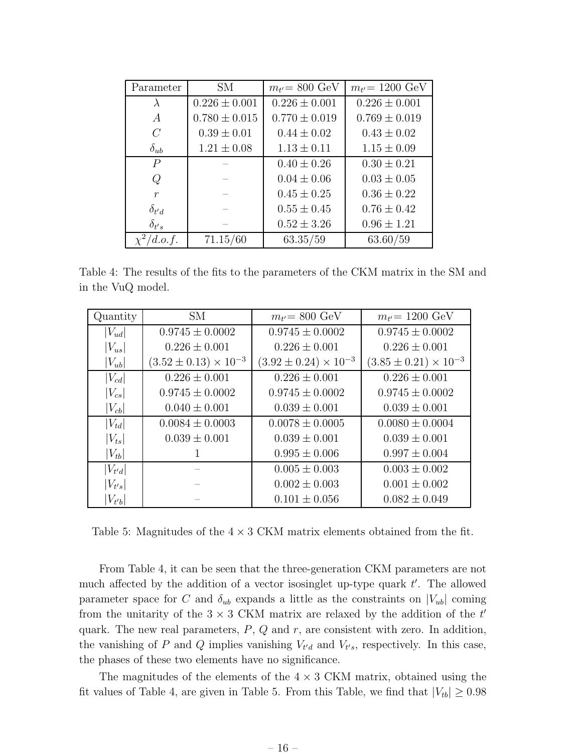| Parameter | SM | $m_{t'}$= 800 GeV | $m_{t'}$= 1200 GeV |
|---|---|---|---|
| $\lambda$ | $0.226 \pm 0.001$ | $0.226 \pm 0.001$ | $0.226 \pm 0.001$ |
| $A$ | $0.780 \pm 0.015$ | $0.770 \pm 0.019$ | $0.769 \pm 0.019$ |
| $C$ | $0.39 \pm 0.01$ | $0.44 \pm 0.02$ | $0.43 \pm 0.02$ |
| $\delta_{ub}$ | $1.21 \pm 0.08$ | $1.13 \pm 0.11$ | $1.15 \pm 0.09$ |
| $P$ | – | $0.40 \pm 0.26$ | $0.30 \pm 0.21$ |
| $Q$ | – | $0.04 \pm 0.06$ | $0.03 \pm 0.05$ |
| $r$ | – | $0.45 \pm 0.25$ | $0.36 \pm 0.22$ |
| $\delta_{t'd}$ | – | $0.55 \pm 0.45$ | $0.76 \pm 0.42$ |
| $\delta_{t's}$ | – | $0.52 \pm 3.26$ | $0.96 \pm 1.21$ |
| $\chi^2/d.o.f.$ | $71.15/60$ | $63.35/59$ | $63.60/59$ |

Table 4: The results of the fits to the parameters of the CKM matrix in the SM and in the VuQ model.

| Quantity | SM | $m_{t'}$= 800 GeV | $m_{t'}$= 1200 GeV |
|---|---|---|---|
| $\lvert V_{ud}\rvert$ | $0.9745 \pm 0.0002$ | $0.9745 \pm 0.0002$ | $0.9745 \pm 0.0002$ |
| $\lvert V_{us}\rvert$ | $0.226 \pm 0.001$ | $0.226 \pm 0.001$ | $0.226 \pm 0.001$ |
| $\lvert V_{ub}\rvert$ | $(3.52 \pm 0.13) \times 10^{-3}$ | $(3.92 \pm 0.24) \times 10^{-3}$ | $(3.85 \pm 0.21) \times 10^{-3}$ |
| $\lvert V_{cd}\rvert$ | $0.226 \pm 0.001$ | $0.226 \pm 0.001$ | $0.226 \pm 0.001$ |
| $\lvert V_{cs}\rvert$ | $0.9745 \pm 0.0002$ | $0.9745 \pm 0.0002$ | $0.9745 \pm 0.0002$ |
| $\lvert V_{cb}\rvert$ | $0.040 \pm 0.001$ | $0.039 \pm 0.001$ | $0.039 \pm 0.001$ |
| $\lvert V_{td}\rvert$ | $0.0084 \pm 0.0003$ | $0.0078 \pm 0.0005$ | $0.0080 \pm 0.0004$ |
| $\lvert V_{ts}\rvert$ | $0.039 \pm 0.001$ | $0.039 \pm 0.001$ | $0.039 \pm 0.001$ |
| $\lvert V_{tb}\rvert$ | 1 | $0.995 \pm 0.006$ | $0.997 \pm 0.004$ |
| $\lvert V_{t'd}\rvert$ | – | $0.005 \pm 0.003$ | $0.003 \pm 0.002$ |
| $\lvert V_{t's}\rvert$ | – | $0.002 \pm 0.003$ | $0.001 \pm 0.002$ |
| $\lvert V_{t'b}\rvert$ | – | $0.101 \pm 0.056$ | $0.082 \pm 0.049$ |

Table 5: Magnitudes of the $4 \times 3$ CKM matrix elements obtained from the fit.

From Table 4, it can be seen that the three-generation CKM parameters are not much affected by the addition of a vector isosinglet up-type quark $t'$. The allowed parameter space for $C$ and $\delta_{ub}$ expands a little as the constraints on $|V_{ub}|$ coming from the unitarity of the $3 \times 3$ CKM matrix are relaxed by the addition of the $t'$ quark. The new real parameters, $P$, $Q$ and $r$, are consistent with zero. In addition, the vanishing of $P$ and $Q$ implies vanishing $V_{t'd}$ and $V_{t's}$, respectively. In this case, the phases of these two elements have no significance.

The magnitudes of the elements of the $4 \times 3$ CKM matrix, obtained using the fit values of Table 4, are given in Table 5. From this Table, we find that $|V_{tb}| \geq 0.98$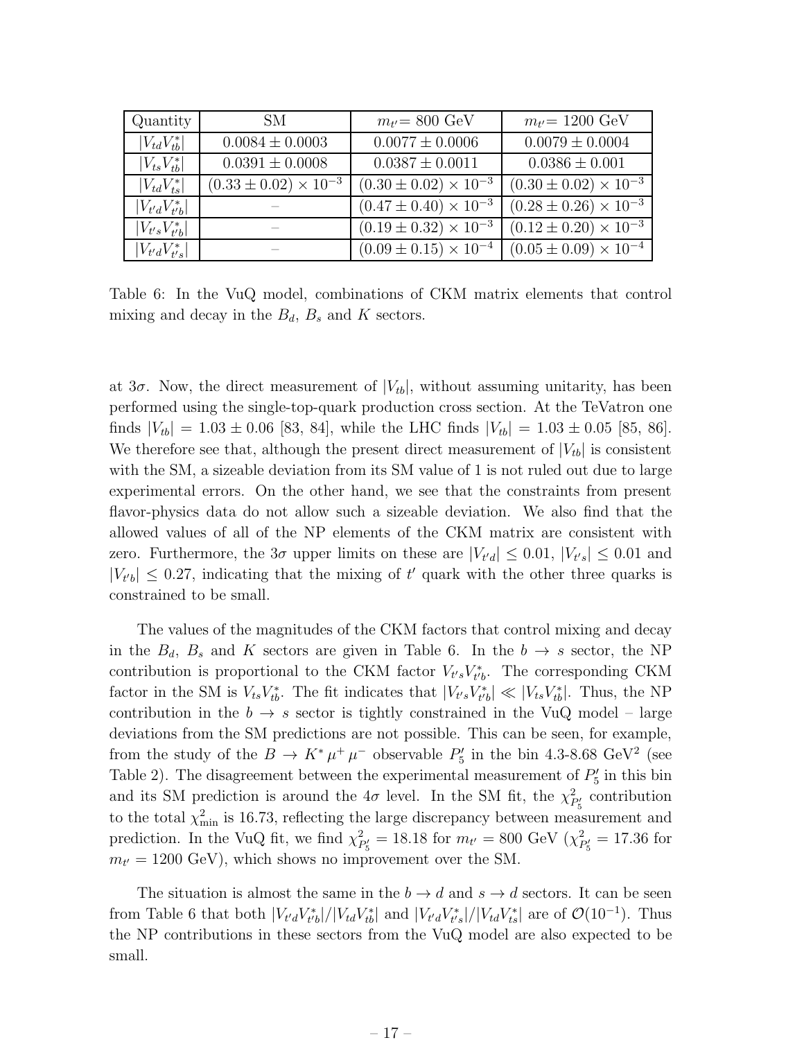| Quantity | SM | $m_{t'}$= 800 GeV | $m_{t'}$= 1200 GeV |
|---|---|---|---|
| $\lvert V_{td}V_{tb}^*\rvert$ | $0.0084 \pm 0.0003$ | $0.0077 \pm 0.0006$ | $0.0079 \pm 0.0004$ |
| $\lvert V_{ts}V_{tb}^*\rvert$ | $0.0391 \pm 0.0008$ | $0.0387 \pm 0.0011$ | $0.0386 \pm 0.001$ |
| $\lvert V_{td}V_{ts}^*\rvert$ | $(0.33 \pm 0.02) \times 10^{-3}$ | $(0.30 \pm 0.02) \times 10^{-3}$ | $(0.30 \pm 0.02) \times 10^{-3}$ |
| $\lvert V_{t'd}V_{t'b}^*\rvert$ | – | $(0.47 \pm 0.40) \times 10^{-3}$ | $(0.28 \pm 0.26) \times 10^{-3}$ |
| $\lvert V_{t's}V_{t'b}^*\rvert$ | – | $(0.19 \pm 0.32) \times 10^{-3}$ | $(0.12 \pm 0.20) \times 10^{-3}$ |
| $\lvert V_{t'd}V_{t's}^*\rvert$ | – | $(0.09 \pm 0.15) \times 10^{-4}$ | $(0.05 \pm 0.09) \times 10^{-4}$ |

Table 6: In the VuQ model, combinations of CKM matrix elements that control mixing and decay in the $B_d$, $B_s$ and $K$ sectors.

at $3\sigma$. Now, the direct measurement of $|V_{tb}|$, without assuming unitarity, has been performed using the single-top-quark production cross section. At the TeVatron one finds $|V_{tb}| = 1.03 \pm 0.06$ [83, 84], while the LHC finds $|V_{tb}| = 1.03 \pm 0.05$ [85, 86]. We therefore see that, although the present direct measurement of $|V_{tb}|$ is consistent with the SM, a sizeable deviation from its SM value of 1 is not ruled out due to large experimental errors. On the other hand, we see that the constraints from present flavor-physics data do not allow such a sizeable deviation. We also find that the allowed values of all of the NP elements of the CKM matrix are consistent with zero. Furthermore, the $3\sigma$ upper limits on these are $|V_{t'd}| \le 0.01$, $|V_{t's}| \le 0.01$ and $|V_{t'b}| \le 0.27$, indicating that the mixing of $t'$ quark with the other three quarks is constrained to be small.

The values of the magnitudes of the CKM factors that control mixing and decay in the $B_d$, $B_s$ and $K$ sectors are given in Table 6. In the $b \to s$ sector, the NP contribution is proportional to the CKM factor $V_{t's}V_{t'b}^*$. The corresponding CKM factor in the SM is $V_{ts}V_{tb}^*$. The fit indicates that $|V_{t's}V_{t'b}^*| \ll |V_{ts}V_{tb}^*|$. Thus, the NP contribution in the $b \to s$ sector is tightly constrained in the VuQ model – large deviations from the SM predictions are not possible. This can be seen, for example, from the study of the $B \to K^* \mu^+ \mu^-$ observable $P_5'$ in the bin 4.3-8.68 GeV$^2$ (see Table 2). The disagreement between the experimental measurement of $P_5'$ in this bin and its SM prediction is around the $4\sigma$ level. In the SM fit, the $\chi^2_{P_5'}$ contribution to the total $\chi^2_{\rm min}$ is 16.73, reflecting the large discrepancy between measurement and prediction. In the VuQ fit, we find $\chi^2_{P_5'} = 18.18$ for $m_{t'} = 800$ GeV ($\chi^2_{P_5'} = 17.36$ for $m_{t'} = 1200$ GeV), which shows no improvement over the SM.

The situation is almost the same in the $b \to d$ and $s \to d$ sectors. It can be seen from Table 6 that both $|V_{t'd}V_{t'b}^*|/|V_{td}V_{tb}^*|$ and $|V_{t'd}V_{t's}^*|/|V_{td}V_{ts}^*|$ are of $\mathcal{O}(10^{-1})$. Thus the NP contributions in these sectors from the VuQ model are also expected to be small.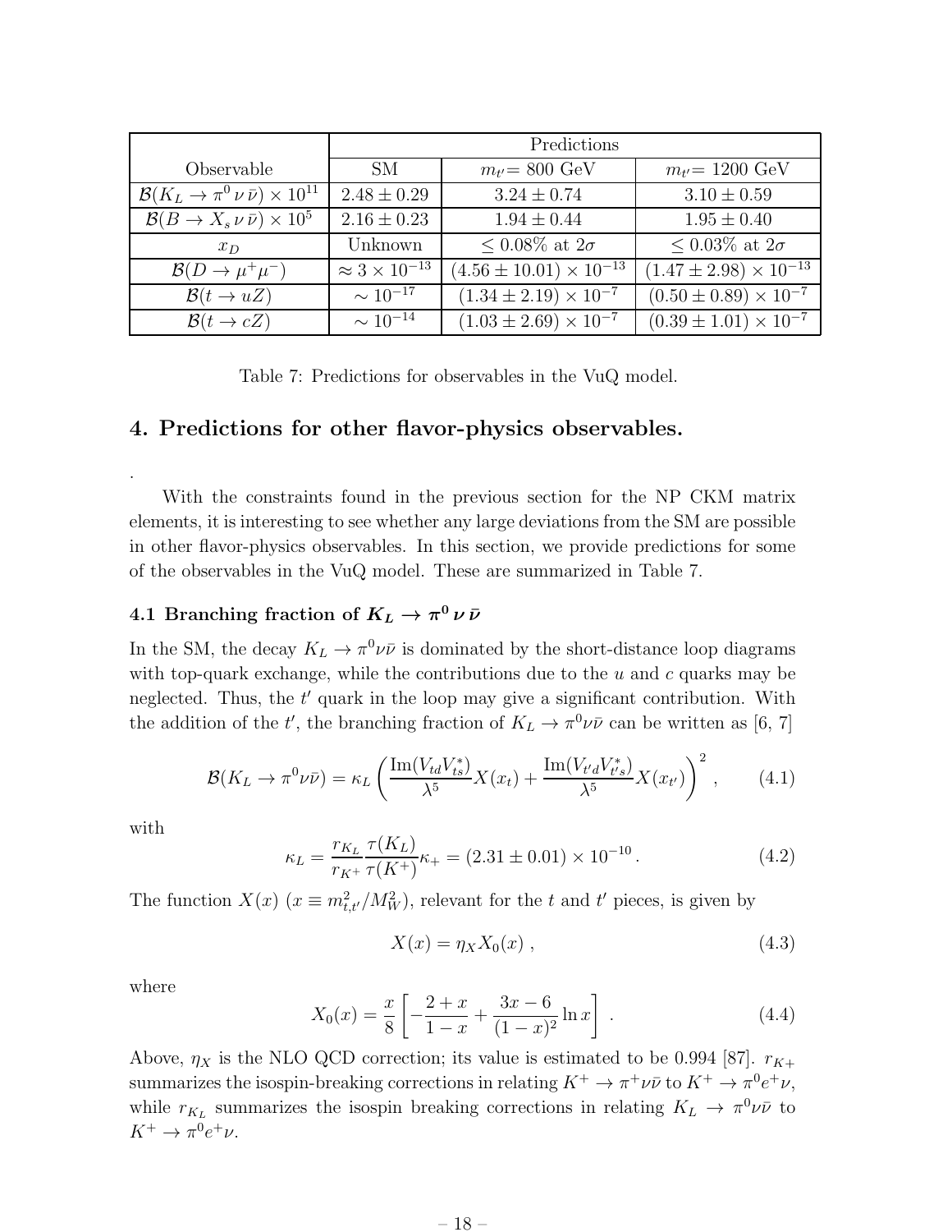| Observable | Predictions | | |
|---|---|---|---|
| | SM | $m_{t'}$= 800 GeV | $m_{t'}$= 1200 GeV |
| $\mathcal{B}(K_L \to \pi^0 \nu \bar{\nu}) \times 10^{11}$ | $2.48 \pm 0.29$ | $3.24 \pm 0.74$ | $3.10 \pm 0.59$ |
| $\mathcal{B}(B \to X_s \nu \bar{\nu}) \times 10^5$ | $2.16 \pm 0.23$ | $1.94 \pm 0.44$ | $1.95 \pm 0.40$ |
| $x_D$ | Unknown | $\leq 0.08\%$ at $2\sigma$ | $\leq 0.03\%$ at $2\sigma$ |
| $\mathcal{B}(D \to \mu^+ \mu^-)$ | $\approx 3 \times 10^{-13}$ | $(4.56 \pm 10.01) \times 10^{-13}$ | $(1.47 \pm 2.98) \times 10^{-13}$ |
| $\mathcal{B}(t \to uZ)$ | $\sim 10^{-17}$ | $(1.34 \pm 2.19) \times 10^{-7}$ | $(0.50 \pm 0.89) \times 10^{-7}$ |
| $\mathcal{B}(t \to cZ)$ | $\sim 10^{-14}$ | $(1.03 \pm 2.69) \times 10^{-7}$ | $(0.39 \pm 1.01) \times 10^{-7}$ |

Table 7: Predictions for observables in the VuQ model.

## 4. Predictions for other flavor-physics observables.

.

With the constraints found in the previous section for the NP CKM matrix elements, it is interesting to see whether any large deviations from the SM are possible in other flavor-physics observables. In this section, we provide predictions for some of the observables in the VuQ model. These are summarized in Table 7.

### 4.1 Branching fraction of $K_L \to \pi^0 \nu \bar{\nu}$

In the SM, the decay $K_L \to \pi^0 \nu\bar{\nu}$ is dominated by the short-distance loop diagrams with top-quark exchange, while the contributions due to the $u$ and $c$ quarks may be neglected. Thus, the $t'$ quark in the loop may give a significant contribution. With the addition of the $t'$, the branching fraction of $K_L \to \pi^0\nu\bar{\nu}$ can be written as [6, 7]

$$\mathcal{B}(K_L \to \pi^0\nu\bar{\nu}) = \kappa_L \left( \frac{\mathrm{Im}(V_{td}V_{ts}^*)}{\lambda^5} X(x_t) + \frac{\mathrm{Im}(V_{t'd}V_{t's}^*)}{\lambda^5} X(x_{t'}) \right)^2 , \qquad (4.1)$$

with

$$\kappa_L = \frac{r_{K_L}}{r_{K^+}} \frac{\tau(K_L)}{\tau(K^+)} \kappa_+ = (2.31 \pm 0.01) \times 10^{-10} \, . \qquad (4.2)$$

The function $X(x)$ ($x \equiv m_{t,t'}^2/M_W^2$), relevant for the $t$ and $t'$ pieces, is given by

$$X(x) = \eta_X X_0(x) \, , \qquad (4.3)$$

where

$$X_0(x) = \frac{x}{8} \left[ -\frac{2+x}{1-x} + \frac{3x-6}{(1-x)^2} \ln x \right] \, . \qquad (4.4)$$

Above, $\eta_X$ is the NLO QCD correction; its value is estimated to be 0.994 [87]. $r_{K+}$ summarizes the isospin-breaking corrections in relating $K^+ \to \pi^+\nu\bar{\nu}$ to $K^+ \to \pi^0 e^+ \nu$, while $r_{K_L}$ summarizes the isospin breaking corrections in relating $K_L \to \pi^0\nu\bar{\nu}$ to $K^+ \to \pi^0 e^+ \nu$.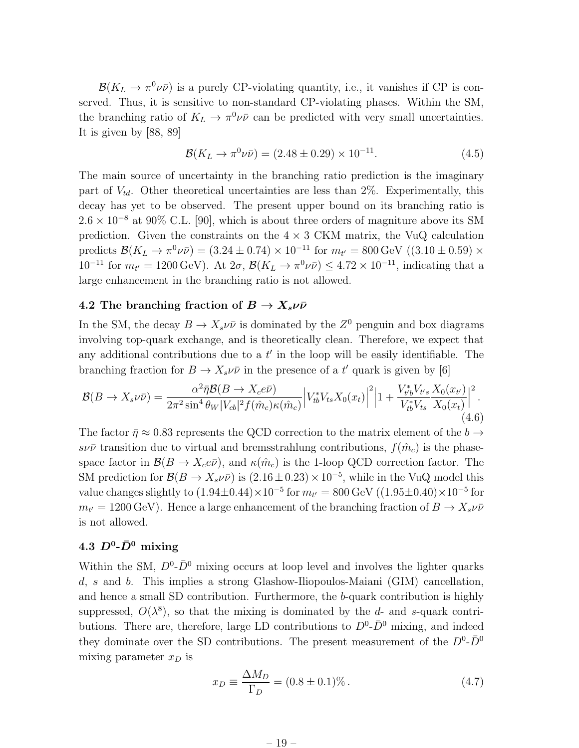$\mathcal{B}(K_L \to \pi^0 \nu\bar{\nu})$ is a purely CP-violating quantity, i.e., it vanishes if CP is conserved. Thus, it is sensitive to non-standard CP-violating phases. Within the SM, the branching ratio of $K_L \to \pi^0 \nu\bar{\nu}$ can be predicted with very small uncertainties. It is given by [88, 89]

$$\mathcal{B}(K_L \to \pi^0 \nu\bar{\nu}) = (2.48 \pm 0.29) \times 10^{-11}. \tag{4.5}$$

The main source of uncertainty in the branching ratio prediction is the imaginary part of $V_{td}$. Other theoretical uncertainties are less than 2%. Experimentally, this decay has yet to be observed. The present upper bound on its branching ratio is $2.6 \times 10^{-8}$ at 90% C.L. [90], which is about three orders of magniture above its SM prediction. Given the constraints on the $4 \times 3$ CKM matrix, the VuQ calculation predicts $\mathcal{B}(K_L \to \pi^0 \nu\bar{\nu}) = (3.24 \pm 0.74) \times 10^{-11}$ for $m_{t'} = 800\,\text{GeV}$ ($(3.10 \pm 0.59) \times 10^{-11}$ for $m_{t'} = 1200\,\text{GeV}$). At $2\sigma$, $\mathcal{B}(K_L \to \pi^0 \nu\bar{\nu}) \leq 4.72 \times 10^{-11}$, indicating that a large enhancement in the branching ratio is not allowed.

### 4.2 The branching fraction of $B \to X_s \nu\bar{\nu}$

In the SM, the decay $B \to X_s \nu\bar{\nu}$ is dominated by the $Z^0$ penguin and box diagrams involving top-quark exchange, and is theoretically clean. Therefore, we expect that any additional contributions due to a $t'$ in the loop will be easily identifiable. The branching fraction for $B \to X_s \nu\bar{\nu}$ in the presence of a $t'$ quark is given by [6]

$$\mathcal{B}(B \to X_s \nu\bar{\nu}) = \frac{\alpha^2 \bar{\eta} \mathcal{B}(B \to X_c e\bar{\nu})}{2\pi^2 \sin^4\theta_W |V_{cb}|^2 f(\hat{m}_c)\kappa(\hat{m}_c)} \Big| V_{tb}^* V_{ts} X_0(x_t) \Big|^2 \Big| 1 + \frac{V_{t'b}^* V_{t's}}{V_{tb}^* V_{ts}} \frac{X_0(x_{t'})}{X_0(x_t)} \Big|^2 . \tag{4.6}$$

The factor $\bar{\eta} \approx 0.83$ represents the QCD correction to the matrix element of the $b \to s\nu\bar{\nu}$ transition due to virtual and bremsstrahlung contributions, $f(\hat{m}_c)$ is the phase-space factor in $\mathcal{B}(B \to X_c e\bar{\nu})$, and $\kappa(\hat{m}_c)$ is the 1-loop QCD correction factor. The SM prediction for $\mathcal{B}(B \to X_s \nu\bar{\nu})$ is $(2.16 \pm 0.23) \times 10^{-5}$, while in the VuQ model this value changes slightly to $(1.94 \pm 0.44) \times 10^{-5}$ for $m_{t'} = 800\,\text{GeV}$ ($(1.95 \pm 0.40) \times 10^{-5}$ for $m_{t'} = 1200\,\text{GeV}$). Hence a large enhancement of the branching fraction of $B \to X_s \nu\bar{\nu}$ is not allowed.

### 4.3 $D^0$-$\bar{D}^0$ mixing

Within the SM, $D^0$-$\bar{D}^0$ mixing occurs at loop level and involves the lighter quarks $d$, $s$ and $b$. This implies a strong Glashow-Iliopoulos-Maiani (GIM) cancellation, and hence a small SD contribution. Furthermore, the $b$-quark contribution is highly suppressed, $O(\lambda^8)$, so that the mixing is dominated by the $d$- and $s$-quark contributions. There are, therefore, large LD contributions to $D^0$-$\bar{D}^0$ mixing, and indeed they dominate over the SD contributions. The present measurement of the $D^0$-$\bar{D}^0$ mixing parameter $x_D$ is

$$x_D \equiv \frac{\Delta M_D}{\Gamma_D} = (0.8 \pm 0.1)\% . \tag{4.7}$$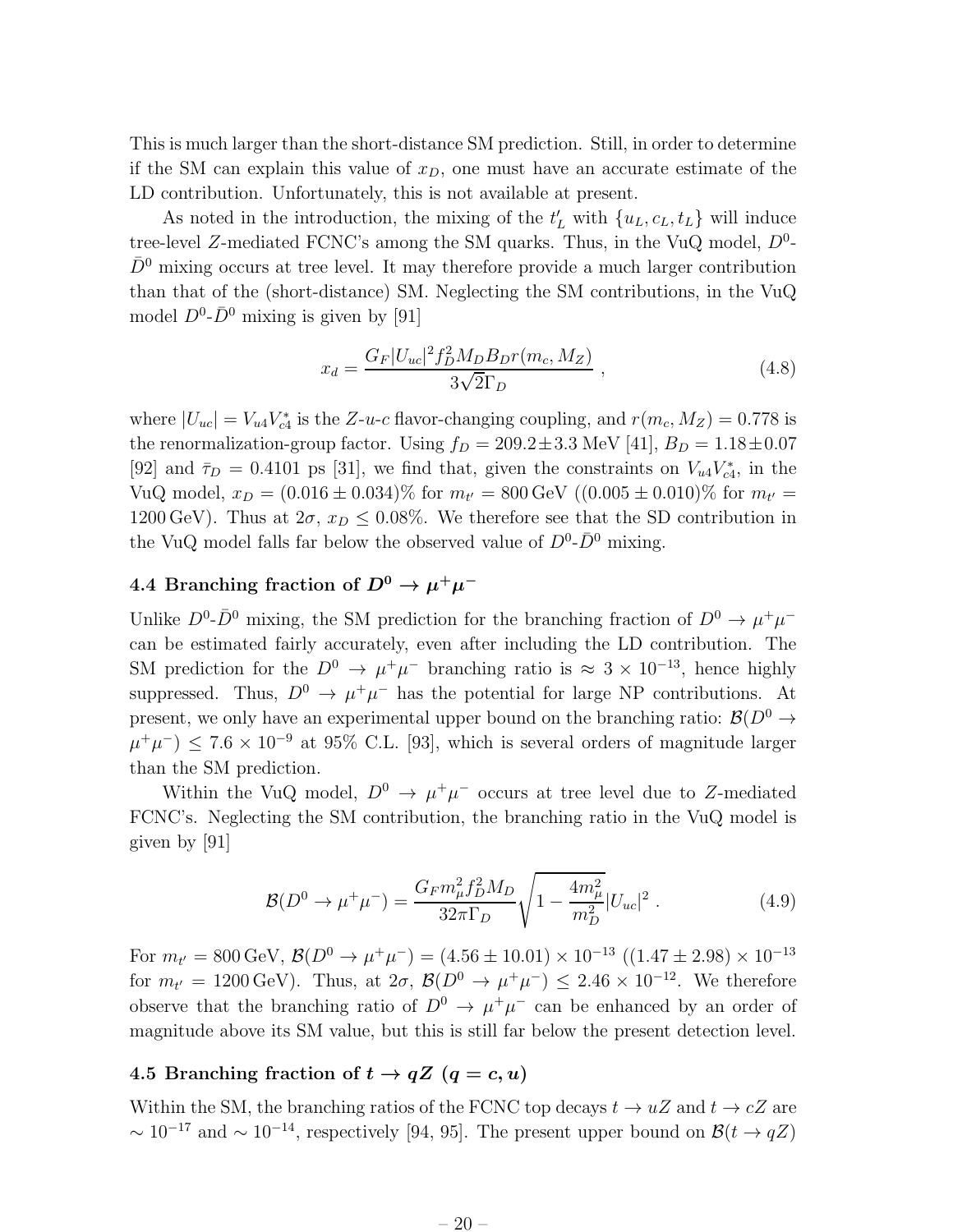This is much larger than the short-distance SM prediction. Still, in order to determine if the SM can explain this value of $x_D$, one must have an accurate estimate of the LD contribution. Unfortunately, this is not available at present.

As noted in the introduction, the mixing of the $t'_L$ with $\{u_L, c_L, t_L\}$ will induce tree-level $Z$-mediated FCNC's among the SM quarks. Thus, in the VuQ model, $D^0$-$\bar{D}^0$ mixing occurs at tree level. It may therefore provide a much larger contribution than that of the (short-distance) SM. Neglecting the SM contributions, in the VuQ model $D^0$-$\bar{D}^0$ mixing is given by [91]

$$x_d = \frac{G_F |U_{uc}|^2 f_D^2 M_D B_D r(m_c, M_Z)}{3\sqrt{2}\Gamma_D} , \tag{4.8}$$

where $|U_{uc}| = V_{u4} V_{c4}^*$ is the $Z$-$u$-$c$ flavor-changing coupling, and $r(m_c, M_Z) = 0.778$ is the renormalization-group factor. Using $f_D = 209.2 \pm 3.3$ MeV [41], $B_D = 1.18 \pm 0.07$ [92] and $\bar{\tau}_D = 0.4101$ ps [31], we find that, given the constraints on $V_{u4} V_{c4}^*$, in the VuQ model, $x_D = (0.016 \pm 0.034)\%$ for $m_{t'} = 800\,\text{GeV}$ ($(0.005 \pm 0.010)\%$ for $m_{t'} = 1200\,\text{GeV}$). Thus at $2\sigma$, $x_D \le 0.08\%$. We therefore see that the SD contribution in the VuQ model falls far below the observed value of $D^0$-$\bar{D}^0$ mixing.

## 4.4 Branching fraction of $D^0 \to \mu^+\mu^-$

Unlike $D^0$-$\bar{D}^0$ mixing, the SM prediction for the branching fraction of $D^0 \to \mu^+\mu^-$ can be estimated fairly accurately, even after including the LD contribution. The SM prediction for the $D^0 \to \mu^+\mu^-$ branching ratio is $\approx 3 \times 10^{-13}$, hence highly suppressed. Thus, $D^0 \to \mu^+\mu^-$ has the potential for large NP contributions. At present, we only have an experimental upper bound on the branching ratio: $\mathcal{B}(D^0 \to \mu^+\mu^-) \le 7.6 \times 10^{-9}$ at 95% C.L. [93], which is several orders of magnitude larger than the SM prediction.

Within the VuQ model, $D^0 \to \mu^+\mu^-$ occurs at tree level due to $Z$-mediated FCNC's. Neglecting the SM contribution, the branching ratio in the VuQ model is given by [91]

$$\mathcal{B}(D^0 \to \mu^+\mu^-) = \frac{G_F m_\mu^2 f_D^2 M_D}{32\pi\Gamma_D} \sqrt{1 - \frac{4m_\mu^2}{m_D^2}} |U_{uc}|^2 . \tag{4.9}$$

For $m_{t'} = 800\,\text{GeV}$, $\mathcal{B}(D^0 \to \mu^+\mu^-) = (4.56 \pm 10.01) \times 10^{-13}$ ($(1.47 \pm 2.98) \times 10^{-13}$ for $m_{t'} = 1200\,\text{GeV}$). Thus, at $2\sigma$, $\mathcal{B}(D^0 \to \mu^+\mu^-) \le 2.46 \times 10^{-12}$. We therefore observe that the branching ratio of $D^0 \to \mu^+\mu^-$ can be enhanced by an order of magnitude above its SM value, but this is still far below the present detection level.

## 4.5 Branching fraction of $t \to qZ$ ($q = c, u$)

Within the SM, the branching ratios of the FCNC top decays $t \to uZ$ and $t \to cZ$ are $\sim 10^{-17}$ and $\sim 10^{-14}$, respectively [94, 95]. The present upper bound on $\mathcal{B}(t \to qZ)$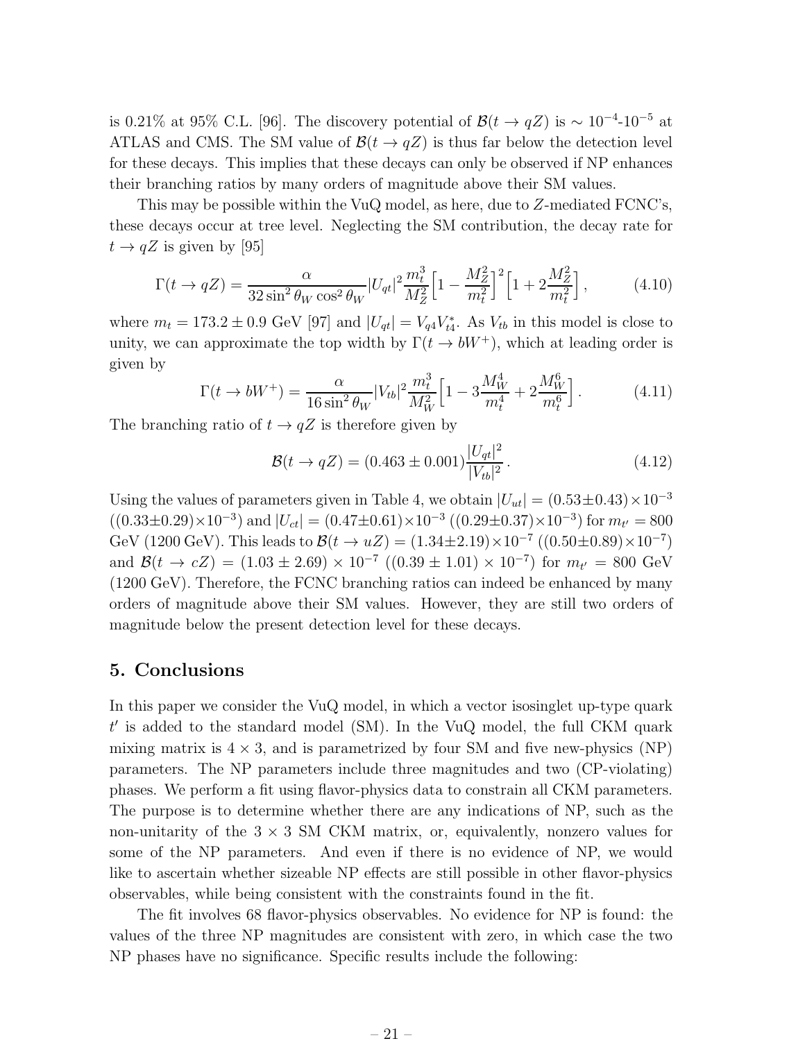is 0.21% at 95% C.L. [96]. The discovery potential of $\mathcal{B}(t \to qZ)$ is $\sim 10^{-4}$-$10^{-5}$ at ATLAS and CMS. The SM value of $\mathcal{B}(t \to qZ)$ is thus far below the detection level for these decays. This implies that these decays can only be observed if NP enhances their branching ratios by many orders of magnitude above their SM values.

This may be possible within the VuQ model, as here, due to $Z$-mediated FCNC's, these decays occur at tree level. Neglecting the SM contribution, the decay rate for $t \to qZ$ is given by [95]

$$\Gamma(t \to qZ) = \frac{\alpha}{32 \sin^2\theta_W \cos^2\theta_W} |U_{qt}|^2 \frac{m_t^3}{M_Z^2} \Big[1 - \frac{M_Z^2}{m_t^2}\Big]^2 \Big[1 + 2\frac{M_Z^2}{m_t^2}\Big] , \tag{4.10}$$

where $m_t = 173.2 \pm 0.9$ GeV [97] and $|U_{qt}| = V_{q4}V_{t4}^*$. As $V_{tb}$ in this model is close to unity, we can approximate the top width by $\Gamma(t \to bW^+)$, which at leading order is given by

$$\Gamma(t \to bW^+) = \frac{\alpha}{16 \sin^2\theta_W} |V_{tb}|^2 \frac{m_t^3}{M_W^2} \Big[1 - 3\frac{M_W^4}{m_t^4} + 2\frac{M_W^6}{m_t^6}\Big] . \tag{4.11}$$

The branching ratio of $t \to qZ$ is therefore given by

$$\mathcal{B}(t \to qZ) = (0.463 \pm 0.001) \frac{|U_{qt}|^2}{|V_{tb}|^2} . \tag{4.12}$$

Using the values of parameters given in Table 4, we obtain $|U_{ut}| = (0.53 \pm 0.43) \times 10^{-3}$ ($(0.33 \pm 0.29) \times 10^{-3}$) and $|U_{ct}| = (0.47 \pm 0.61) \times 10^{-3}$ ($(0.29 \pm 0.37) \times 10^{-3}$) for $m_{t'} = 800$ GeV (1200 GeV). This leads to $\mathcal{B}(t \to uZ) = (1.34 \pm 2.19) \times 10^{-7}$ ($(0.50 \pm 0.89) \times 10^{-7}$) and $\mathcal{B}(t \to cZ) = (1.03 \pm 2.69) \times 10^{-7}$ ($(0.39 \pm 1.01) \times 10^{-7}$) for $m_{t'} = 800$ GeV (1200 GeV). Therefore, the FCNC branching ratios can indeed be enhanced by many orders of magnitude above their SM values. However, they are still two orders of magnitude below the present detection level for these decays.

## 5. Conclusions

In this paper we consider the VuQ model, in which a vector isosinglet up-type quark $t'$ is added to the standard model (SM). In the VuQ model, the full CKM quark mixing matrix is $4 \times 3$, and is parametrized by four SM and five new-physics (NP) parameters. The NP parameters include three magnitudes and two (CP-violating) phases. We perform a fit using flavor-physics data to constrain all CKM parameters. The purpose is to determine whether there are any indications of NP, such as the non-unitarity of the $3 \times 3$ SM CKM matrix, or, equivalently, nonzero values for some of the NP parameters. And even if there is no evidence of NP, we would like to ascertain whether sizeable NP effects are still possible in other flavor-physics observables, while being consistent with the constraints found in the fit.

The fit involves 68 flavor-physics observables. No evidence for NP is found: the values of the three NP magnitudes are consistent with zero, in which case the two NP phases have no significance. Specific results include the following: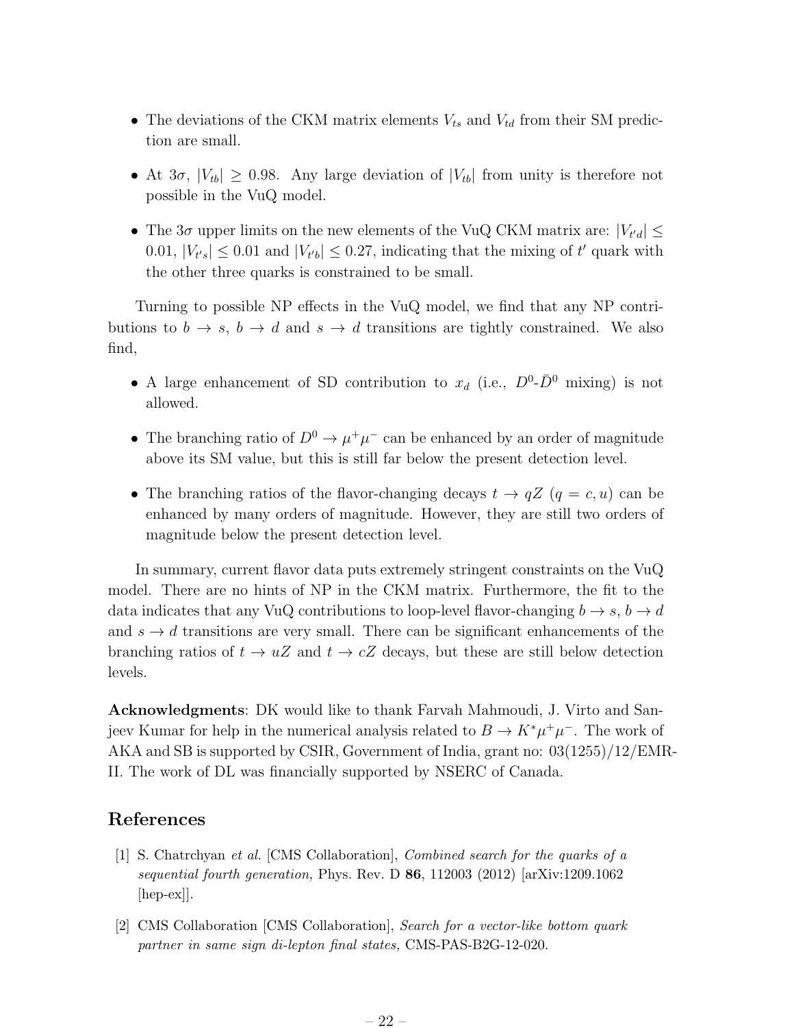- The deviations of the CKM matrix elements $V_{ts}$ and $V_{td}$ from their SM prediction are small.
- At $3\sigma$, $|V_{tb}| \geq 0.98$. Any large deviation of $|V_{tb}|$ from unity is therefore not possible in the VuQ model.
- The $3\sigma$ upper limits on the new elements of the VuQ CKM matrix are: $|V_{t'd}| \leq 0.01$, $|V_{t's}| \leq 0.01$ and $|V_{t'b}| \leq 0.27$, indicating that the mixing of $t'$ quark with the other three quarks is constrained to be small.

Turning to possible NP effects in the VuQ model, we find that any NP contributions to $b \to s$, $b \to d$ and $s \to d$ transitions are tightly constrained. We also find,

- A large enhancement of SD contribution to $x_d$ (i.e., $D^0$-$\bar{D}^0$ mixing) is not allowed.
- The branching ratio of $D^0 \to \mu^+\mu^-$ can be enhanced by an order of magnitude above its SM value, but this is still far below the present detection level.
- The branching ratios of the flavor-changing decays $t \to qZ$ ($q = c, u$) can be enhanced by many orders of magnitude. However, they are still two orders of magnitude below the present detection level.

In summary, current flavor data puts extremely stringent constraints on the VuQ model. There are no hints of NP in the CKM matrix. Furthermore, the fit to the data indicates that any VuQ contributions to loop-level flavor-changing $b \to s$, $b \to d$ and $s \to d$ transitions are very small. There can be significant enhancements of the branching ratios of $t \to uZ$ and $t \to cZ$ decays, but these are still below detection levels.

**Acknowledgments**: DK would like to thank Farvah Mahmoudi, J. Virto and Sanjeev Kumar for help in the numerical analysis related to $B \to K^*\mu^+\mu^-$. The work of AKA and SB is supported by CSIR, Government of India, grant no: 03(1255)/12/EMR-II. The work of DL was financially supported by NSERC of Canada.

## References

[1] S. Chatrchyan *et al.* [CMS Collaboration], *Combined search for the quarks of a sequential fourth generation,* Phys. Rev. D **86**, 112003 (2012) [arXiv:1209.1062 [hep-ex]].

[2] CMS Collaboration [CMS Collaboration], *Search for a vector-like bottom quark partner in same sign di-lepton final states,* CMS-PAS-B2G-12-020.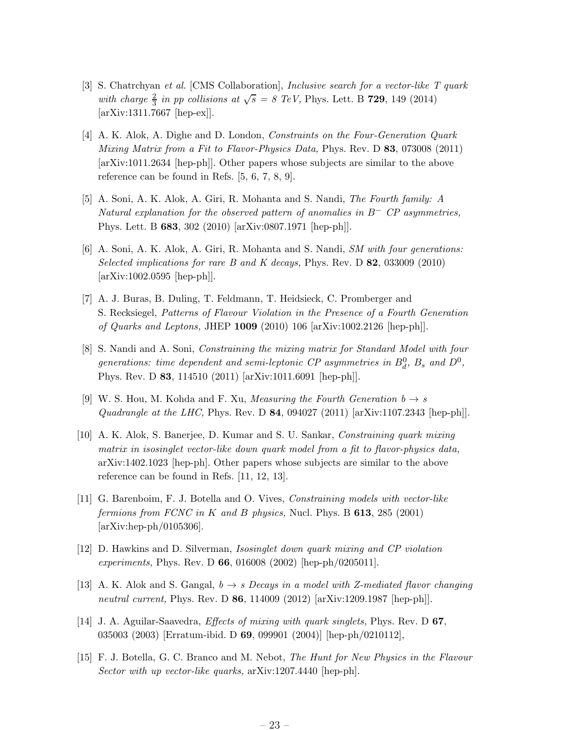[3] S. Chatrchyan *et al.* [CMS Collaboration], *Inclusive search for a vector-like T quark with charge $\frac{2}{3}$ in pp collisions at $\sqrt{s} = 8$ TeV,* Phys. Lett. B **729**, 149 (2014) [arXiv:1311.7667 [hep-ex]].

[4] A. K. Alok, A. Dighe and D. London, *Constraints on the Four-Generation Quark Mixing Matrix from a Fit to Flavor-Physics Data,* Phys. Rev. D **83**, 073008 (2011) [arXiv:1011.2634 [hep-ph]]. Other papers whose subjects are similar to the above reference can be found in Refs. [5, 6, 7, 8, 9].

[5] A. Soni, A. K. Alok, A. Giri, R. Mohanta and S. Nandi, *The Fourth family: A Natural explanation for the observed pattern of anomalies in $B^-$ CP asymmetries,* Phys. Lett. B **683**, 302 (2010) [arXiv:0807.1971 [hep-ph]].

[6] A. Soni, A. K. Alok, A. Giri, R. Mohanta and S. Nandi, *SM with four generations: Selected implications for rare B and K decays,* Phys. Rev. D **82**, 033009 (2010) [arXiv:1002.0595 [hep-ph]].

[7] A. J. Buras, B. Duling, T. Feldmann, T. Heidsieck, C. Promberger and S. Recksiegel, *Patterns of Flavour Violation in the Presence of a Fourth Generation of Quarks and Leptons,* JHEP **1009** (2010) 106 [arXiv:1002.2126 [hep-ph]].

[8] S. Nandi and A. Soni, *Constraining the mixing matrix for Standard Model with four generations: time dependent and semi-leptonic CP asymmetries in $B_d^0$, $B_s$ and $D^0$,* Phys. Rev. D **83**, 114510 (2011) [arXiv:1011.6091 [hep-ph]].

[9] W. S. Hou, M. Kohda and F. Xu, *Measuring the Fourth Generation $b \to s$ Quadrangle at the LHC,* Phys. Rev. D **84**, 094027 (2011) [arXiv:1107.2343 [hep-ph]].

[10] A. K. Alok, S. Banerjee, D. Kumar and S. U. Sankar, *Constraining quark mixing matrix in isosinglet vector-like down quark model from a fit to flavor-physics data,* arXiv:1402.1023 [hep-ph]. Other papers whose subjects are similar to the above reference can be found in Refs. [11, 12, 13].

[11] G. Barenboim, F. J. Botella and O. Vives, *Constraining models with vector-like fermions from FCNC in K and B physics,* Nucl. Phys. B **613**, 285 (2001) [arXiv:hep-ph/0105306].

[12] D. Hawkins and D. Silverman, *Isosinglet down quark mixing and CP violation experiments,* Phys. Rev. D **66**, 016008 (2002) [hep-ph/0205011].

[13] A. K. Alok and S. Gangal, *$b \to s$ Decays in a model with Z-mediated flavor changing neutral current,* Phys. Rev. D **86**, 114009 (2012) [arXiv:1209.1987 [hep-ph]].

[14] J. A. Aguilar-Saavedra, *Effects of mixing with quark singlets,* Phys. Rev. D **67**, 035003 (2003) [Erratum-ibid. D **69**, 099901 (2004)] [hep-ph/0210112],

[15] F. J. Botella, G. C. Branco and M. Nebot, *The Hunt for New Physics in the Flavour Sector with up vector-like quarks,* arXiv:1207.4440 [hep-ph].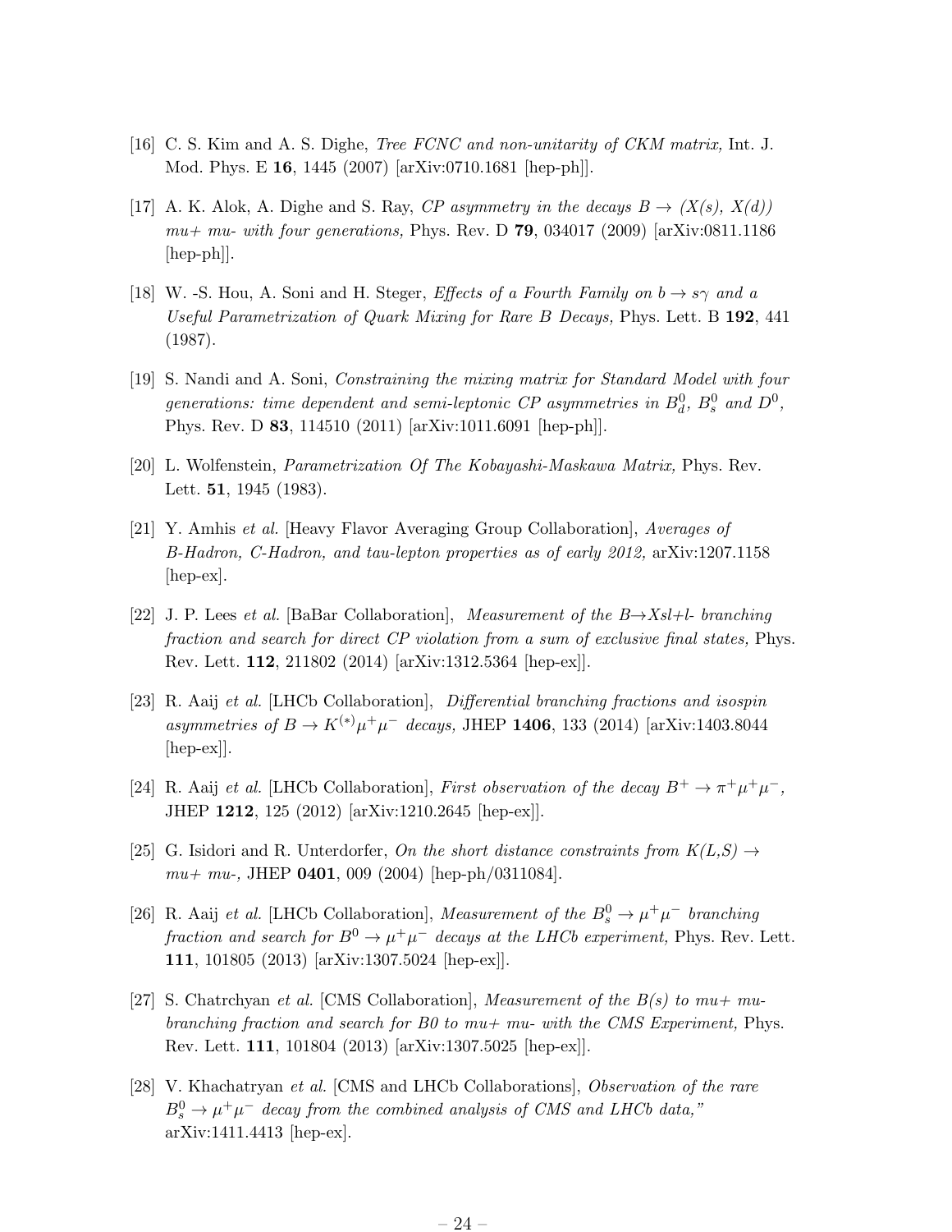[16] C. S. Kim and A. S. Dighe, *Tree FCNC and non-unitarity of CKM matrix,* Int. J. Mod. Phys. E **16**, 1445 (2007) [arXiv:0710.1681 [hep-ph]].

[17] A. K. Alok, A. Dighe and S. Ray, *CP asymmetry in the decays $B \to$ (X(s), X(d)) mu+ mu- with four generations,* Phys. Rev. D **79**, 034017 (2009) [arXiv:0811.1186 [hep-ph]].

[18] W. -S. Hou, A. Soni and H. Steger, *Effects of a Fourth Family on $b \to s\gamma$ and a Useful Parametrization of Quark Mixing for Rare B Decays,* Phys. Lett. B **192**, 441 (1987).

[19] S. Nandi and A. Soni, *Constraining the mixing matrix for Standard Model with four generations: time dependent and semi-leptonic CP asymmetries in $B^0_d$, $B^0_s$ and $D^0$,* Phys. Rev. D **83**, 114510 (2011) [arXiv:1011.6091 [hep-ph]].

[20] L. Wolfenstein, *Parametrization Of The Kobayashi-Maskawa Matrix,* Phys. Rev. Lett. **51**, 1945 (1983).

[21] Y. Amhis *et al.* [Heavy Flavor Averaging Group Collaboration], *Averages of B-Hadron, C-Hadron, and tau-lepton properties as of early 2012,* arXiv:1207.1158 [hep-ex].

[22] J. P. Lees *et al.* [BaBar Collaboration], *Measurement of the B→Xsl+l- branching fraction and search for direct CP violation from a sum of exclusive final states,* Phys. Rev. Lett. **112**, 211802 (2014) [arXiv:1312.5364 [hep-ex]].

[23] R. Aaij *et al.* [LHCb Collaboration], *Differential branching fractions and isospin asymmetries of $B \to K^{(*)}\mu^+\mu^-$ decays,* JHEP **1406**, 133 (2014) [arXiv:1403.8044 [hep-ex]].

[24] R. Aaij *et al.* [LHCb Collaboration], *First observation of the decay $B^+ \to \pi^+\mu^+\mu^-$,* JHEP **1212**, 125 (2012) [arXiv:1210.2645 [hep-ex]].

[25] G. Isidori and R. Unterdorfer, *On the short distance constraints from K(L,S) $\to$ mu+ mu-,* JHEP **0401**, 009 (2004) [hep-ph/0311084].

[26] R. Aaij *et al.* [LHCb Collaboration], *Measurement of the $B^0_s \to \mu^+\mu^-$ branching fraction and search for $B^0 \to \mu^+\mu^-$ decays at the LHCb experiment,* Phys. Rev. Lett. **111**, 101805 (2013) [arXiv:1307.5024 [hep-ex]].

[27] S. Chatrchyan *et al.* [CMS Collaboration], *Measurement of the B(s) to mu+ mu- branching fraction and search for B0 to mu+ mu- with the CMS Experiment,* Phys. Rev. Lett. **111**, 101804 (2013) [arXiv:1307.5025 [hep-ex]].

[28] V. Khachatryan *et al.* [CMS and LHCb Collaborations], *Observation of the rare $B^0_s \to \mu^+\mu^-$ decay from the combined analysis of CMS and LHCb data,"* arXiv:1411.4413 [hep-ex].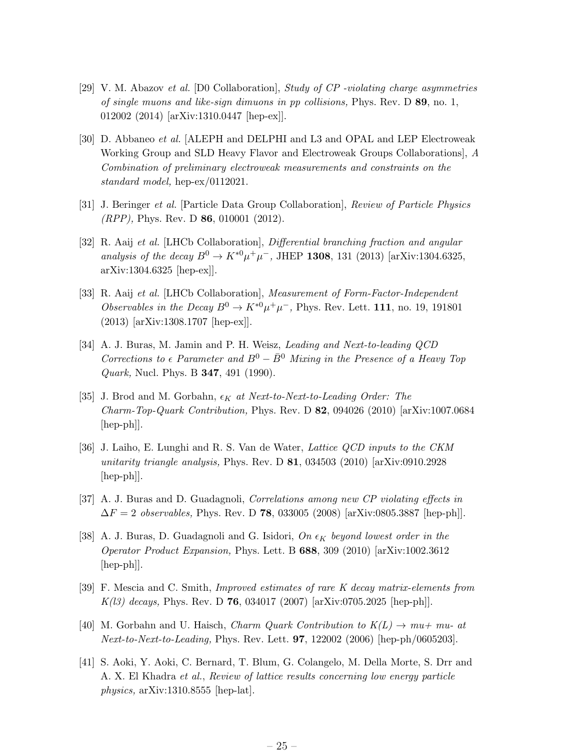[29] V. M. Abazov *et al.* [D0 Collaboration], *Study of CP -violating charge asymmetries of single muons and like-sign dimuons in pp collisions,* Phys. Rev. D **89**, no. 1, 012002 (2014) [arXiv:1310.0447 [hep-ex]].

[30] D. Abbaneo *et al.* [ALEPH and DELPHI and L3 and OPAL and LEP Electroweak Working Group and SLD Heavy Flavor and Electroweak Groups Collaborations], *A Combination of preliminary electroweak measurements and constraints on the standard model,* hep-ex/0112021.

[31] J. Beringer *et al.* [Particle Data Group Collaboration], *Review of Particle Physics (RPP),* Phys. Rev. D **86**, 010001 (2012).

[32] R. Aaij *et al.* [LHCb Collaboration], *Differential branching fraction and angular analysis of the decay $B^0 \to K^{*0}\mu^+\mu^-$,* JHEP **1308**, 131 (2013) [arXiv:1304.6325, arXiv:1304.6325 [hep-ex]].

[33] R. Aaij *et al.* [LHCb Collaboration], *Measurement of Form-Factor-Independent Observables in the Decay $B^0 \to K^{*0}\mu^+\mu^-$,* Phys. Rev. Lett. **111**, no. 19, 191801 (2013) [arXiv:1308.1707 [hep-ex]].

[34] A. J. Buras, M. Jamin and P. H. Weisz, *Leading and Next-to-leading QCD Corrections to $\epsilon$ Parameter and $B^0 - \bar{B}^0$ Mixing in the Presence of a Heavy Top Quark,* Nucl. Phys. B **347**, 491 (1990).

[35] J. Brod and M. Gorbahn, *$\epsilon_K$ at Next-to-Next-to-Leading Order: The Charm-Top-Quark Contribution,* Phys. Rev. D **82**, 094026 (2010) [arXiv:1007.0684 [hep-ph]].

[36] J. Laiho, E. Lunghi and R. S. Van de Water, *Lattice QCD inputs to the CKM unitarity triangle analysis,* Phys. Rev. D **81**, 034503 (2010) [arXiv:0910.2928 [hep-ph]].

[37] A. J. Buras and D. Guadagnoli, *Correlations among new CP violating effects in $\Delta F = 2$ observables,* Phys. Rev. D **78**, 033005 (2008) [arXiv:0805.3887 [hep-ph]].

[38] A. J. Buras, D. Guadagnoli and G. Isidori, *On $\epsilon_K$ beyond lowest order in the Operator Product Expansion,* Phys. Lett. B **688**, 309 (2010) [arXiv:1002.3612 [hep-ph]].

[39] F. Mescia and C. Smith, *Improved estimates of rare K decay matrix-elements from K(l3) decays,* Phys. Rev. D **76**, 034017 (2007) [arXiv:0705.2025 [hep-ph]].

[40] M. Gorbahn and U. Haisch, *Charm Quark Contribution to K(L) $\to$ mu+ mu- at Next-to-Next-to-Leading,* Phys. Rev. Lett. **97**, 122002 (2006) [hep-ph/0605203].

[41] S. Aoki, Y. Aoki, C. Bernard, T. Blum, G. Colangelo, M. Della Morte, S. Drr and A. X. El Khadra *et al.*, *Review of lattice results concerning low energy particle physics,* arXiv:1310.8555 [hep-lat].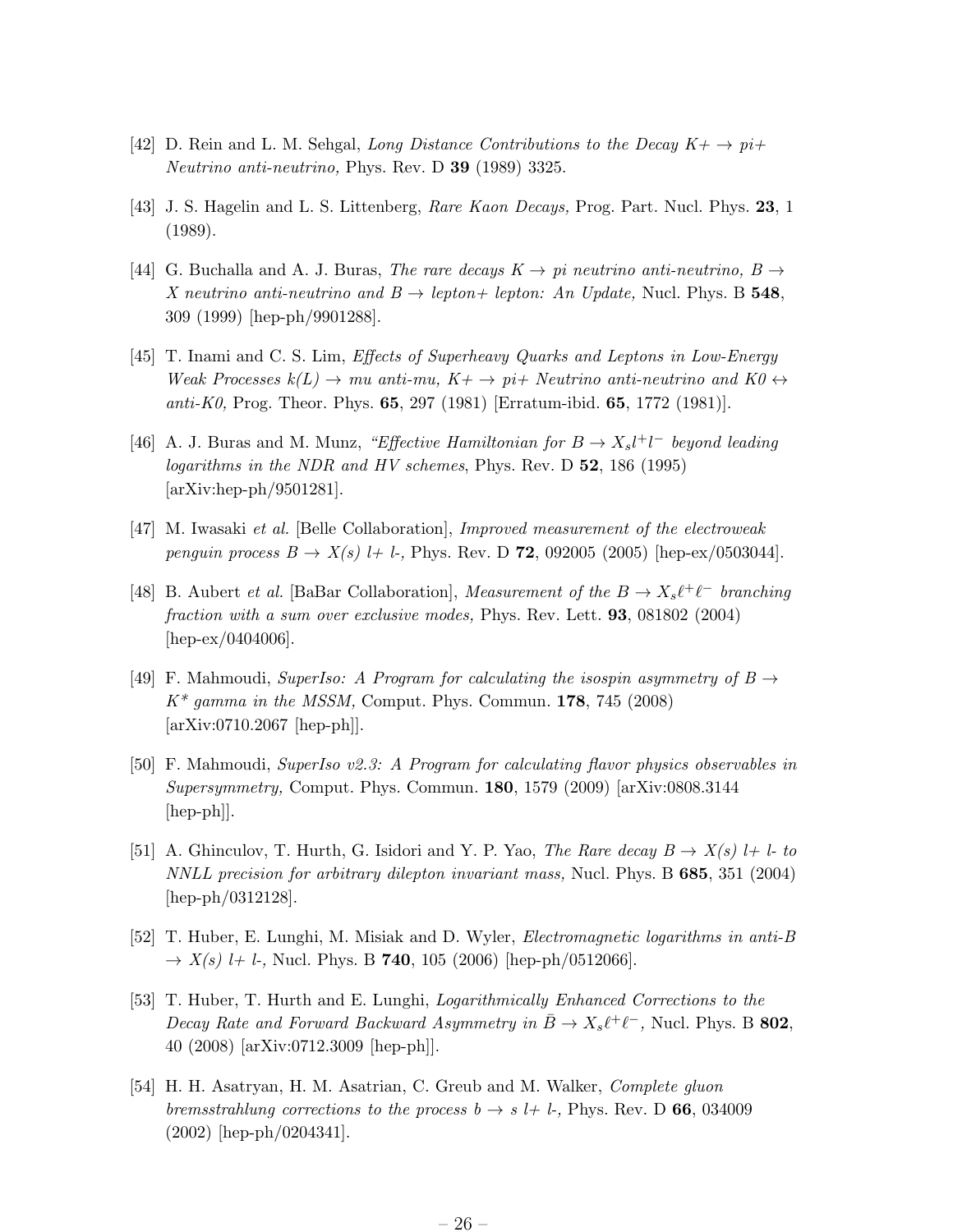[42] D. Rein and L. M. Sehgal, *Long Distance Contributions to the Decay K+ $\to$ pi+ Neutrino anti-neutrino,* Phys. Rev. D **39** (1989) 3325.

[43] J. S. Hagelin and L. S. Littenberg, *Rare Kaon Decays,* Prog. Part. Nucl. Phys. **23**, 1 (1989).

[44] G. Buchalla and A. J. Buras, *The rare decays K $\to$ pi neutrino anti-neutrino, B $\to$ X neutrino anti-neutrino and B $\to$ lepton+ lepton: An Update,* Nucl. Phys. B **548**, 309 (1999) [hep-ph/9901288].

[45] T. Inami and C. S. Lim, *Effects of Superheavy Quarks and Leptons in Low-Energy Weak Processes k(L) $\to$ mu anti-mu, K+ $\to$ pi+ Neutrino anti-neutrino and K0 $\leftrightarrow$ anti-K0,* Prog. Theor. Phys. **65**, 297 (1981) [Erratum-ibid. **65**, 1772 (1981)].

[46] A. J. Buras and M. Munz, *"Effective Hamiltonian for $B \to X_s l^+ l^-$ beyond leading logarithms in the NDR and HV schemes*, Phys. Rev. D **52**, 186 (1995) [arXiv:hep-ph/9501281].

[47] M. Iwasaki *et al.* [Belle Collaboration], *Improved measurement of the electroweak penguin process B $\to$ X(s) l+ l-,* Phys. Rev. D **72**, 092005 (2005) [hep-ex/0503044].

[48] B. Aubert *et al.* [BaBar Collaboration], *Measurement of the $B \to X_s \ell^+ \ell^-$ branching fraction with a sum over exclusive modes,* Phys. Rev. Lett. **93**, 081802 (2004) [hep-ex/0404006].

[49] F. Mahmoudi, *SuperIso: A Program for calculating the isospin asymmetry of B $\to$ K\* gamma in the MSSM,* Comput. Phys. Commun. **178**, 745 (2008) [arXiv:0710.2067 [hep-ph]].

[50] F. Mahmoudi, *SuperIso v2.3: A Program for calculating flavor physics observables in Supersymmetry,* Comput. Phys. Commun. **180**, 1579 (2009) [arXiv:0808.3144 [hep-ph]].

[51] A. Ghinculov, T. Hurth, G. Isidori and Y. P. Yao, *The Rare decay B $\to$ X(s) l+ l- to NNLL precision for arbitrary dilepton invariant mass,* Nucl. Phys. B **685**, 351 (2004) [hep-ph/0312128].

[52] T. Huber, E. Lunghi, M. Misiak and D. Wyler, *Electromagnetic logarithms in anti-B $\to$ X(s) l+ l-,* Nucl. Phys. B **740**, 105 (2006) [hep-ph/0512066].

[53] T. Huber, T. Hurth and E. Lunghi, *Logarithmically Enhanced Corrections to the Decay Rate and Forward Backward Asymmetry in $\bar{B} \to X_s \ell^+ \ell^-$,* Nucl. Phys. B **802**, 40 (2008) [arXiv:0712.3009 [hep-ph]].

[54] H. H. Asatryan, H. M. Asatrian, C. Greub and M. Walker, *Complete gluon bremsstrahlung corrections to the process b $\to$ s l+ l-,* Phys. Rev. D **66**, 034009 (2002) [hep-ph/0204341].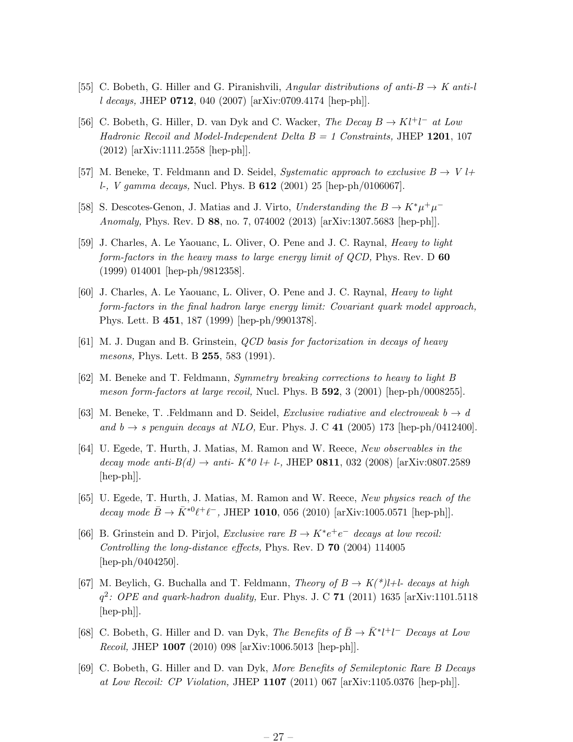[55] C. Bobeth, G. Hiller and G. Piranishvili, *Angular distributions of anti-B $\to$ K anti-l l decays,* JHEP **0712**, 040 (2007) [arXiv:0709.4174 [hep-ph]].

[56] C. Bobeth, G. Hiller, D. van Dyk and C. Wacker, *The Decay $B \to K l^+ l^-$ at Low Hadronic Recoil and Model-Independent Delta B = 1 Constraints,* JHEP **1201**, 107 (2012) [arXiv:1111.2558 [hep-ph]].

[57] M. Beneke, T. Feldmann and D. Seidel, *Systematic approach to exclusive B $\to$ V l+ l-, V gamma decays,* Nucl. Phys. B **612** (2001) 25 [hep-ph/0106067].

[58] S. Descotes-Genon, J. Matias and J. Virto, *Understanding the $B \to K^* \mu^+ \mu^-$ Anomaly,* Phys. Rev. D **88**, no. 7, 074002 (2013) [arXiv:1307.5683 [hep-ph]].

[59] J. Charles, A. Le Yaouanc, L. Oliver, O. Pene and J. C. Raynal, *Heavy to light form-factors in the heavy mass to large energy limit of QCD,* Phys. Rev. D **60** (1999) 014001 [hep-ph/9812358].

[60] J. Charles, A. Le Yaouanc, L. Oliver, O. Pene and J. C. Raynal, *Heavy to light form-factors in the final hadron large energy limit: Covariant quark model approach,* Phys. Lett. B **451**, 187 (1999) [hep-ph/9901378].

[61] M. J. Dugan and B. Grinstein, *QCD basis for factorization in decays of heavy mesons,* Phys. Lett. B **255**, 583 (1991).

[62] M. Beneke and T. Feldmann, *Symmetry breaking corrections to heavy to light B meson form-factors at large recoil,* Nucl. Phys. B **592**, 3 (2001) [hep-ph/0008255].

[63] M. Beneke, T. .Feldmann and D. Seidel, *Exclusive radiative and electroweak $b \to d$ and $b \to s$ penguin decays at NLO,* Eur. Phys. J. C **41** (2005) 173 [hep-ph/0412400].

[64] U. Egede, T. Hurth, J. Matias, M. Ramon and W. Reece, *New observables in the decay mode anti-B(d) $\to$ anti- K\*0 l+ l-,* JHEP **0811**, 032 (2008) [arXiv:0807.2589 [hep-ph]].

[65] U. Egede, T. Hurth, J. Matias, M. Ramon and W. Reece, *New physics reach of the decay mode $\bar{B} \to \bar{K}^{*0} \ell^+ \ell^-$,* JHEP **1010**, 056 (2010) [arXiv:1005.0571 [hep-ph]].

[66] B. Grinstein and D. Pirjol, *Exclusive rare $B \to K^* e^+ e^-$ decays at low recoil: Controlling the long-distance effects,* Phys. Rev. D **70** (2004) 114005 [hep-ph/0404250].

[67] M. Beylich, G. Buchalla and T. Feldmann, *Theory of B $\to$ K(\*)l+l- decays at high $q^2$: OPE and quark-hadron duality,* Eur. Phys. J. C **71** (2011) 1635 [arXiv:1101.5118 [hep-ph]].

[68] C. Bobeth, G. Hiller and D. van Dyk, *The Benefits of $\bar{B} \to \bar{K}^* l^+ l^-$ Decays at Low Recoil,* JHEP **1007** (2010) 098 [arXiv:1006.5013 [hep-ph]].

[69] C. Bobeth, G. Hiller and D. van Dyk, *More Benefits of Semileptonic Rare B Decays at Low Recoil: CP Violation,* JHEP **1107** (2011) 067 [arXiv:1105.0376 [hep-ph]].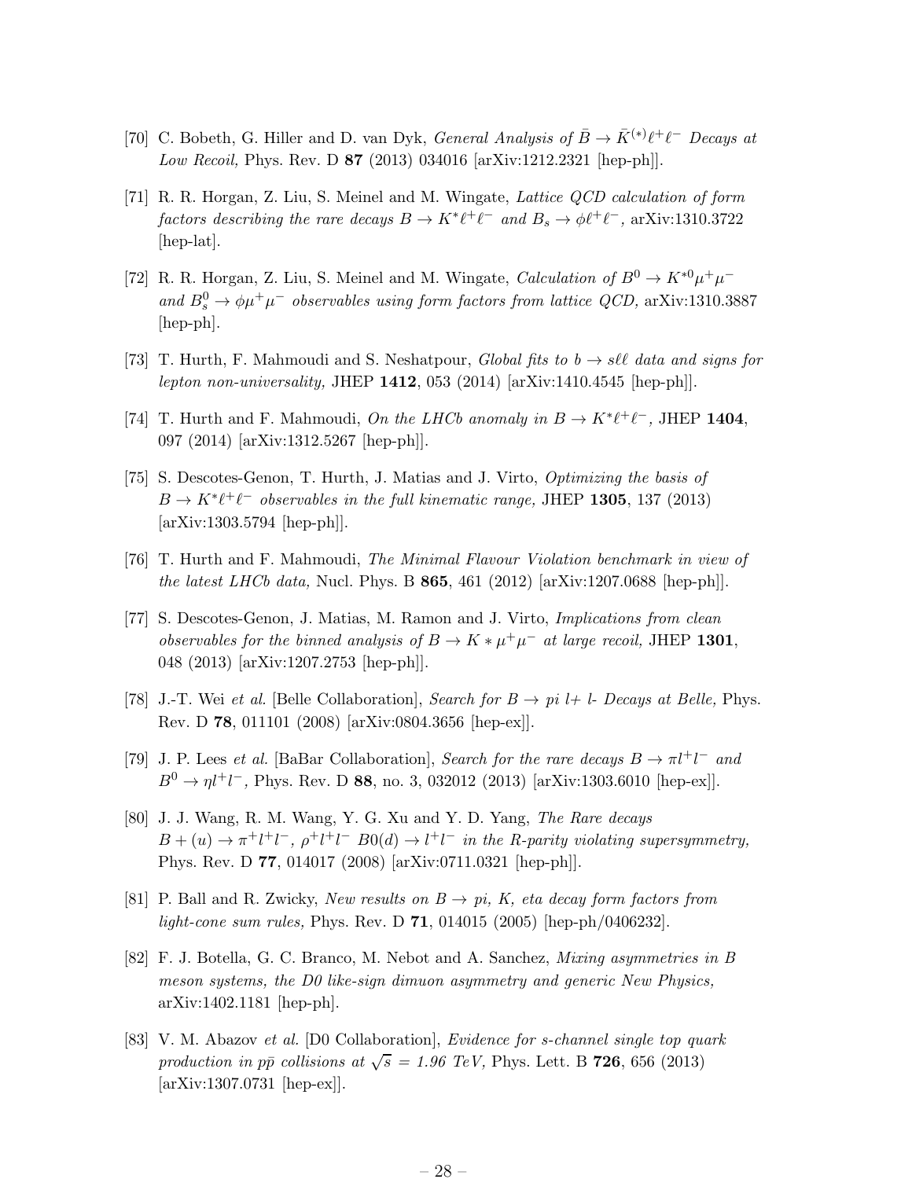[70] C. Bobeth, G. Hiller and D. van Dyk, *General Analysis of $\bar{B} \to \bar{K}^{(*)}\ell^+\ell^-$ Decays at Low Recoil,* Phys. Rev. D **87** (2013) 034016 [arXiv:1212.2321 [hep-ph]].

[71] R. R. Horgan, Z. Liu, S. Meinel and M. Wingate, *Lattice QCD calculation of form factors describing the rare decays $B \to K^*\ell^+\ell^-$ and $B_s \to \phi\ell^+\ell^-$,* arXiv:1310.3722 [hep-lat].

[72] R. R. Horgan, Z. Liu, S. Meinel and M. Wingate, *Calculation of $B^0 \to K^{*0}\mu^+\mu^-$ and $B_s^0 \to \phi\mu^+\mu^-$ observables using form factors from lattice QCD,* arXiv:1310.3887 [hep-ph].

[73] T. Hurth, F. Mahmoudi and S. Neshatpour, *Global fits to $b \to s\ell\ell$ data and signs for lepton non-universality,* JHEP **1412**, 053 (2014) [arXiv:1410.4545 [hep-ph]].

[74] T. Hurth and F. Mahmoudi, *On the LHCb anomaly in $B \to K^*\ell^+\ell^-$,* JHEP **1404**, 097 (2014) [arXiv:1312.5267 [hep-ph]].

[75] S. Descotes-Genon, T. Hurth, J. Matias and J. Virto, *Optimizing the basis of $B \to K^*\ell^+\ell^-$ observables in the full kinematic range,* JHEP **1305**, 137 (2013) [arXiv:1303.5794 [hep-ph]].

[76] T. Hurth and F. Mahmoudi, *The Minimal Flavour Violation benchmark in view of the latest LHCb data,* Nucl. Phys. B **865**, 461 (2012) [arXiv:1207.0688 [hep-ph]].

[77] S. Descotes-Genon, J. Matias, M. Ramon and J. Virto, *Implications from clean observables for the binned analysis of $B \to K*\mu^+\mu^-$ at large recoil,* JHEP **1301**, 048 (2013) [arXiv:1207.2753 [hep-ph]].

[78] J.-T. Wei *et al.* [Belle Collaboration], *Search for B → pi l+ l- Decays at Belle,* Phys. Rev. D **78**, 011101 (2008) [arXiv:0804.3656 [hep-ex]].

[79] J. P. Lees *et al.* [BaBar Collaboration], *Search for the rare decays $B \to \pi l^+l^-$ and $B^0 \to \eta l^+l^-$,* Phys. Rev. D **88**, no. 3, 032012 (2013) [arXiv:1303.6010 [hep-ex]].

[80] J. J. Wang, R. M. Wang, Y. G. Xu and Y. D. Yang, *The Rare decays $B+(u) \to \pi^+l^+l^-$, $\rho^+l^+l^-$ $B0(d) \to l^+l^-$ in the R-parity violating supersymmetry,* Phys. Rev. D **77**, 014017 (2008) [arXiv:0711.0321 [hep-ph]].

[81] P. Ball and R. Zwicky, *New results on B → pi, K, eta decay form factors from light-cone sum rules,* Phys. Rev. D **71**, 014015 (2005) [hep-ph/0406232].

[82] F. J. Botella, G. C. Branco, M. Nebot and A. Sanchez, *Mixing asymmetries in B meson systems, the D0 like-sign dimuon asymmetry and generic New Physics,* arXiv:1402.1181 [hep-ph].

[83] V. M. Abazov *et al.* [D0 Collaboration], *Evidence for s-channel single top quark production in $p\bar{p}$ collisions at $\sqrt{s}$ = 1.96 TeV,* Phys. Lett. B **726**, 656 (2013) [arXiv:1307.0731 [hep-ex]].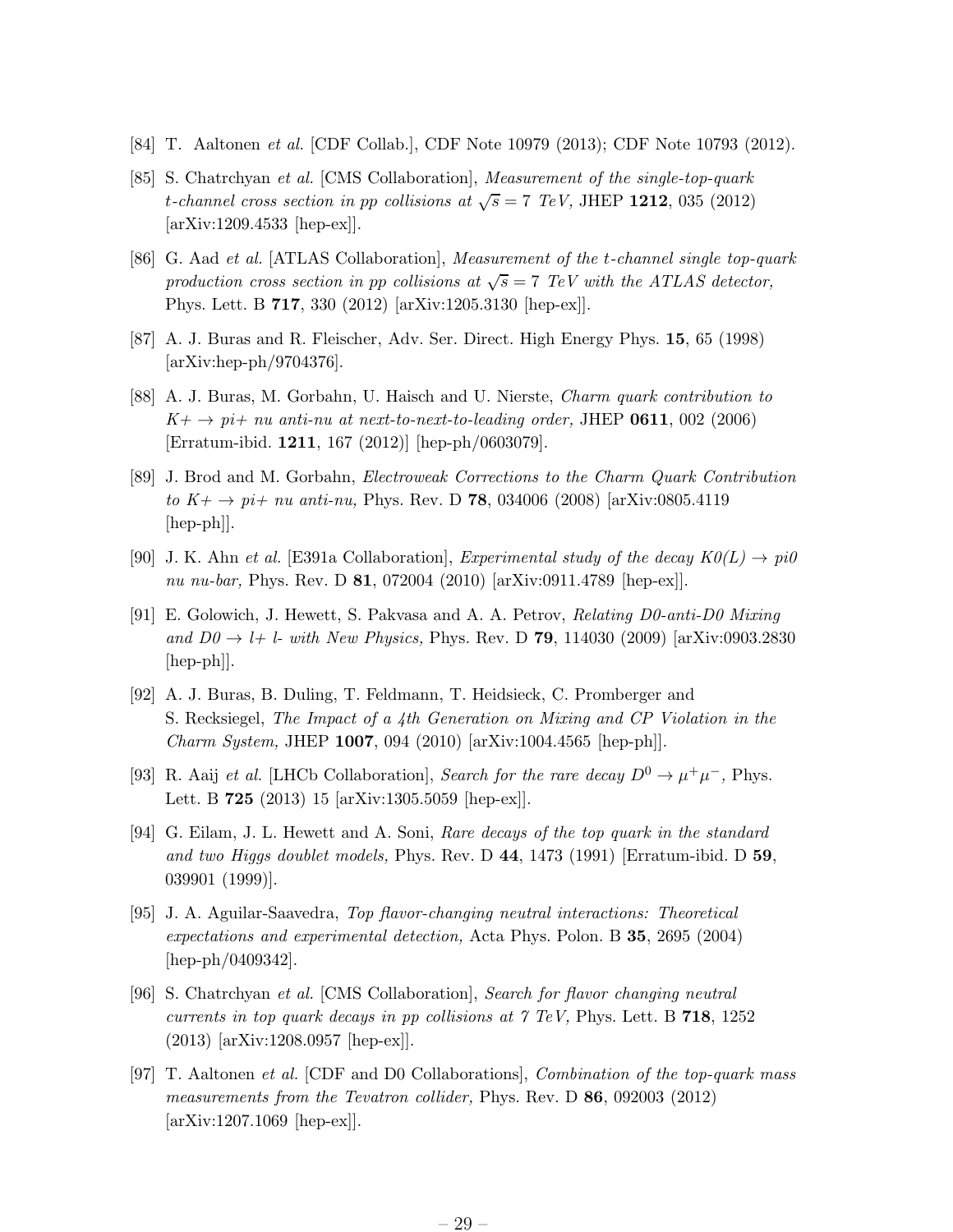[84] T. Aaltonen *et al.* [CDF Collab.], CDF Note 10979 (2013); CDF Note 10793 (2012).

[85] S. Chatrchyan *et al.* [CMS Collaboration], *Measurement of the single-top-quark t-channel cross section in pp collisions at $\sqrt{s} = 7$ TeV,* JHEP **1212**, 035 (2012) [arXiv:1209.4533 [hep-ex]].

[86] G. Aad *et al.* [ATLAS Collaboration], *Measurement of the t-channel single top-quark production cross section in pp collisions at $\sqrt{s} = 7$ TeV with the ATLAS detector,* Phys. Lett. B **717**, 330 (2012) [arXiv:1205.3130 [hep-ex]].

[87] A. J. Buras and R. Fleischer, Adv. Ser. Direct. High Energy Phys. **15**, 65 (1998) [arXiv:hep-ph/9704376].

[88] A. J. Buras, M. Gorbahn, U. Haisch and U. Nierste, *Charm quark contribution to $K+ \to pi+$ nu anti-nu at next-to-next-to-leading order,* JHEP **0611**, 002 (2006) [Erratum-ibid. **1211**, 167 (2012)] [hep-ph/0603079].

[89] J. Brod and M. Gorbahn, *Electroweak Corrections to the Charm Quark Contribution to $K+ \to pi+$ nu anti-nu,* Phys. Rev. D **78**, 034006 (2008) [arXiv:0805.4119 [hep-ph]].

[90] J. K. Ahn *et al.* [E391a Collaboration], *Experimental study of the decay $K0(L) \to pi0$ nu nu-bar,* Phys. Rev. D **81**, 072004 (2010) [arXiv:0911.4789 [hep-ex]].

[91] E. Golowich, J. Hewett, S. Pakvasa and A. A. Petrov, *Relating D0-anti-D0 Mixing and $D0 \to l+$ l- with New Physics,* Phys. Rev. D **79**, 114030 (2009) [arXiv:0903.2830 [hep-ph]].

[92] A. J. Buras, B. Duling, T. Feldmann, T. Heidsieck, C. Promberger and S. Recksiegel, *The Impact of a 4th Generation on Mixing and CP Violation in the Charm System,* JHEP **1007**, 094 (2010) [arXiv:1004.4565 [hep-ph]].

[93] R. Aaij *et al.* [LHCb Collaboration], *Search for the rare decay $D^0 \to \mu^+\mu^-$,* Phys. Lett. B **725** (2013) 15 [arXiv:1305.5059 [hep-ex]].

[94] G. Eilam, J. L. Hewett and A. Soni, *Rare decays of the top quark in the standard and two Higgs doublet models,* Phys. Rev. D **44**, 1473 (1991) [Erratum-ibid. D **59**, 039901 (1999)].

[95] J. A. Aguilar-Saavedra, *Top flavor-changing neutral interactions: Theoretical expectations and experimental detection,* Acta Phys. Polon. B **35**, 2695 (2004) [hep-ph/0409342].

[96] S. Chatrchyan *et al.* [CMS Collaboration], *Search for flavor changing neutral currents in top quark decays in pp collisions at 7 TeV,* Phys. Lett. B **718**, 1252 (2013) [arXiv:1208.0957 [hep-ex]].

[97] T. Aaltonen *et al.* [CDF and D0 Collaborations], *Combination of the top-quark mass measurements from the Tevatron collider,* Phys. Rev. D **86**, 092003 (2012) [arXiv:1207.1069 [hep-ex]].